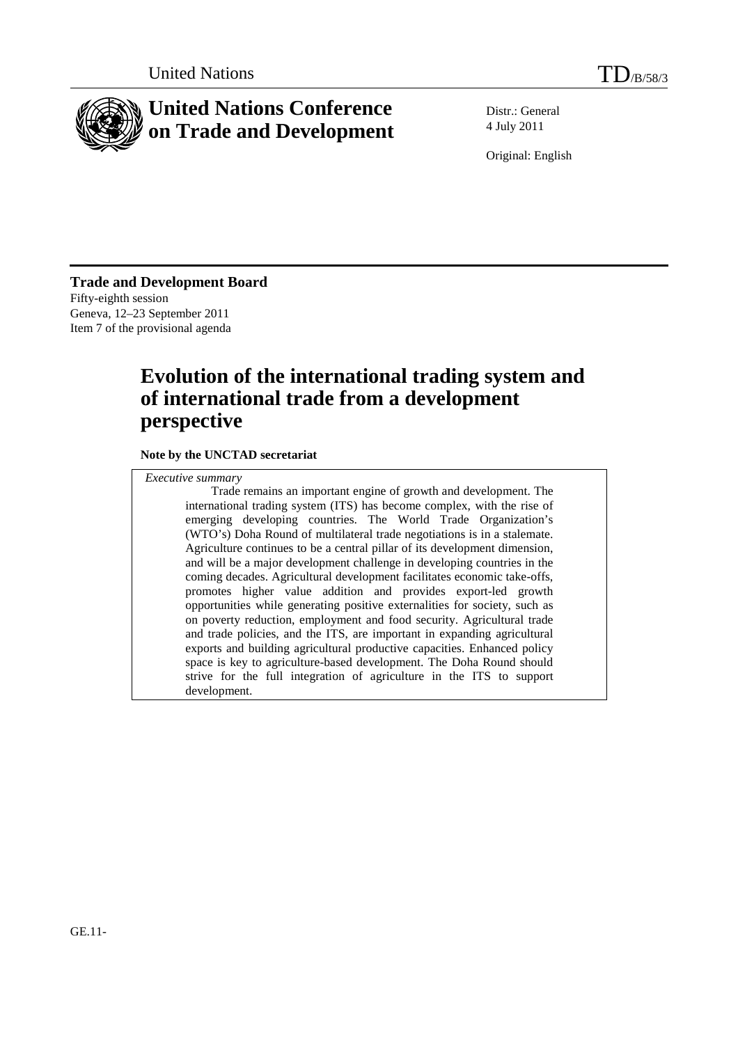United Nations

TD/B/58/3

# United Nations Conference on Trade and Development

Distr.: General
4 July 2011

Original: English

**Trade and Development Board**
Fifty-eighth session
Geneva, 12–23 September 2011
Item 7 of the provisional agenda

# Evolution of the international trading system and of international trade from a development perspective

**Note by the UNCTAD secretariat**

*Executive summary*

Trade remains an important engine of growth and development. The international trading system (ITS) has become complex, with the rise of emerging developing countries. The World Trade Organization's (WTO's) Doha Round of multilateral trade negotiations is in a stalemate. Agriculture continues to be a central pillar of its development dimension, and will be a major development challenge in developing countries in the coming decades. Agricultural development facilitates economic take-offs, promotes higher value addition and provides export-led growth opportunities while generating positive externalities for society, such as on poverty reduction, employment and food security. Agricultural trade and trade policies, and the ITS, are important in expanding agricultural exports and building agricultural productive capacities. Enhanced policy space is key to agriculture-based development. The Doha Round should strive for the full integration of agriculture in the ITS to support development.

GE.11-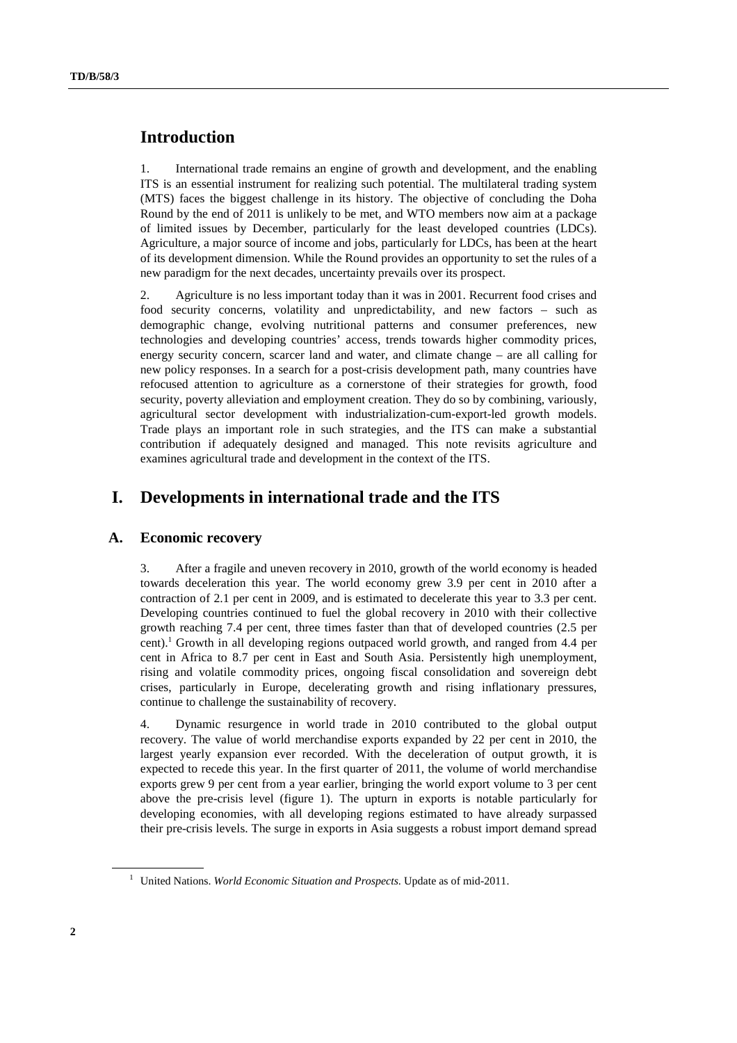## Introduction

1. International trade remains an engine of growth and development, and the enabling ITS is an essential instrument for realizing such potential. The multilateral trading system (MTS) faces the biggest challenge in its history. The objective of concluding the Doha Round by the end of 2011 is unlikely to be met, and WTO members now aim at a package of limited issues by December, particularly for the least developed countries (LDCs). Agriculture, a major source of income and jobs, particularly for LDCs, has been at the heart of its development dimension. While the Round provides an opportunity to set the rules of a new paradigm for the next decades, uncertainty prevails over its prospect.

2. Agriculture is no less important today than it was in 2001. Recurrent food crises and food security concerns, volatility and unpredictability, and new factors – such as demographic change, evolving nutritional patterns and consumer preferences, new technologies and developing countries' access, trends towards higher commodity prices, energy security concern, scarcer land and water, and climate change – are all calling for new policy responses. In a search for a post-crisis development path, many countries have refocused attention to agriculture as a cornerstone of their strategies for growth, food security, poverty alleviation and employment creation. They do so by combining, variously, agricultural sector development with industrialization-cum-export-led growth models. Trade plays an important role in such strategies, and the ITS can make a substantial contribution if adequately designed and managed. This note revisits agriculture and examines agricultural trade and development in the context of the ITS.

## I. Developments in international trade and the ITS

### A. Economic recovery

3. After a fragile and uneven recovery in 2010, growth of the world economy is headed towards deceleration this year. The world economy grew 3.9 per cent in 2010 after a contraction of 2.1 per cent in 2009, and is estimated to decelerate this year to 3.3 per cent. Developing countries continued to fuel the global recovery in 2010 with their collective growth reaching 7.4 per cent, three times faster than that of developed countries (2.5 per cent).[1] Growth in all developing regions outpaced world growth, and ranged from 4.4 per cent in Africa to 8.7 per cent in East and South Asia. Persistently high unemployment, rising and volatile commodity prices, ongoing fiscal consolidation and sovereign debt crises, particularly in Europe, decelerating growth and rising inflationary pressures, continue to challenge the sustainability of recovery.

4. Dynamic resurgence in world trade in 2010 contributed to the global output recovery. The value of world merchandise exports expanded by 22 per cent in 2010, the largest yearly expansion ever recorded. With the deceleration of output growth, it is expected to recede this year. In the first quarter of 2011, the volume of world merchandise exports grew 9 per cent from a year earlier, bringing the world export volume to 3 per cent above the pre-crisis level (figure 1). The upturn in exports is notable particularly for developing economies, with all developing regions estimated to have already surpassed their pre-crisis levels. The surge in exports in Asia suggests a robust import demand spread

---

[1] United Nations. *World Economic Situation and Prospects*. Update as of mid-2011.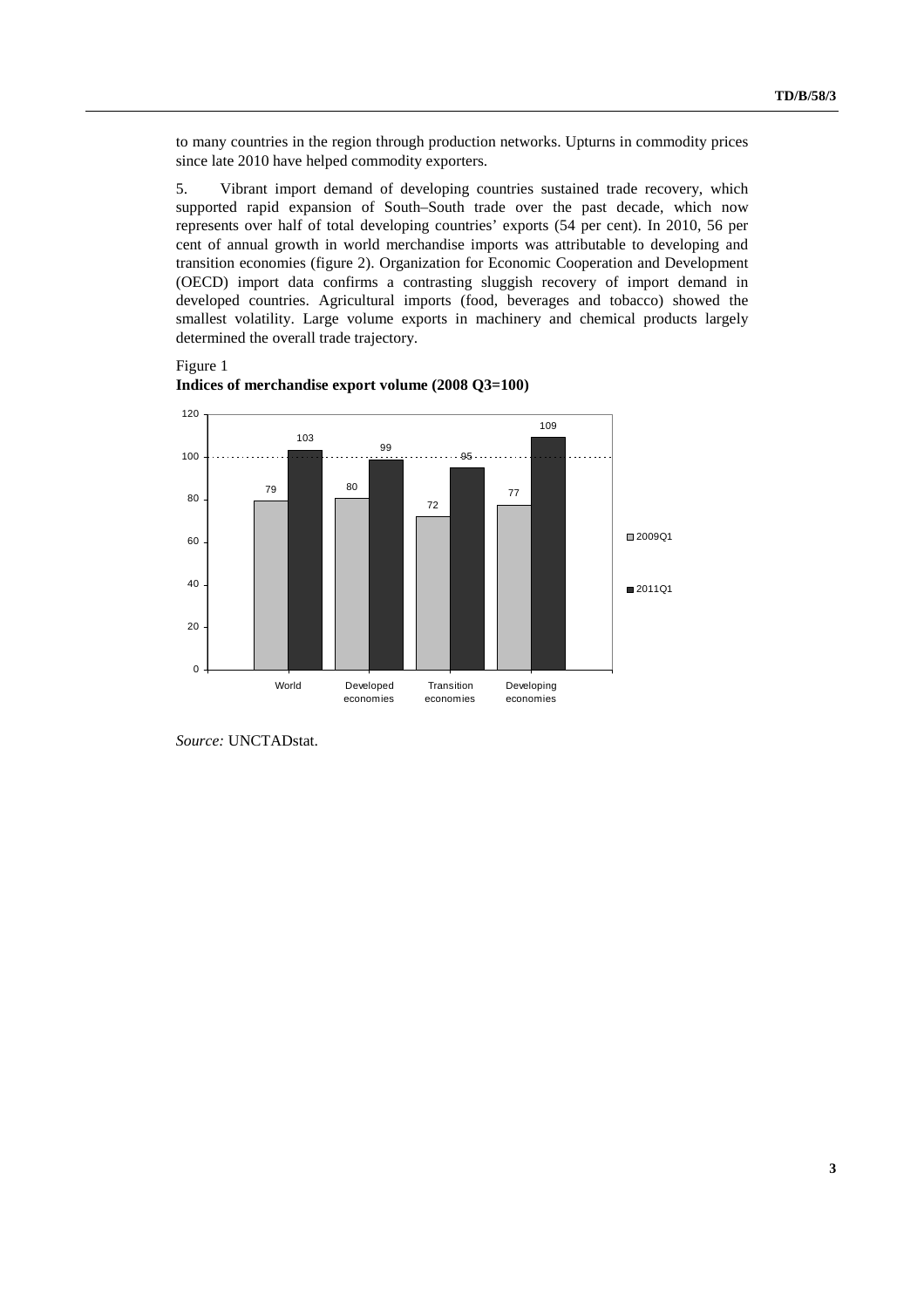to many countries in the region through production networks. Upturns in commodity prices since late 2010 have helped commodity exporters.

5. Vibrant import demand of developing countries sustained trade recovery, which supported rapid expansion of South–South trade over the past decade, which now represents over half of total developing countries' exports (54 per cent). In 2010, 56 per cent of annual growth in world merchandise imports was attributable to developing and transition economies (figure 2). Organization for Economic Cooperation and Development (OECD) import data confirms a contrasting sluggish recovery of import demand in developed countries. Agricultural imports (food, beverages and tobacco) showed the smallest volatility. Large volume exports in machinery and chemical products largely determined the overall trade trajectory.

Figure 1

**Indices of merchandise export volume (2008 Q3=100)**

| | 2009Q1 | 2011Q1 |
|---|---|---|
| World | 79 | 103 |
| Developed economies | 80 | 99 |
| Transition economies | 72 | 95 |
| Developing economies | 77 | 109 |

*Source:* UNCTADstat.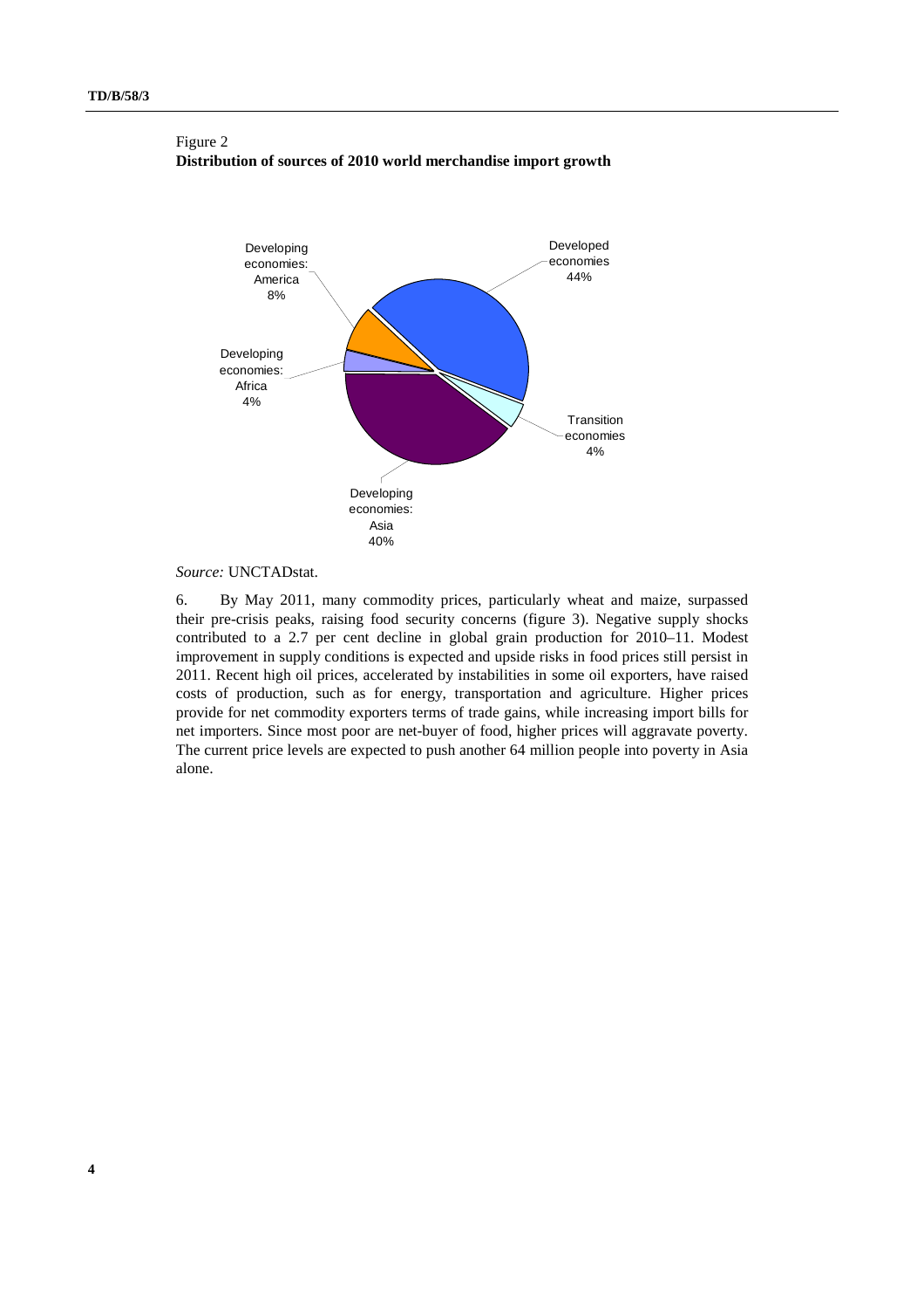Figure 2
**Distribution of sources of 2010 world merchandise import growth**

Developed economies 44%

Transition economies 4%

Developing economies: Asia 40%

Developing economies: Africa 4%

Developing economies: America 8%

*Source:* UNCTADstat.

6. By May 2011, many commodity prices, particularly wheat and maize, surpassed their pre-crisis peaks, raising food security concerns (figure 3). Negative supply shocks contributed to a 2.7 per cent decline in global grain production for 2010–11. Modest improvement in supply conditions is expected and upside risks in food prices still persist in 2011. Recent high oil prices, accelerated by instabilities in some oil exporters, have raised costs of production, such as for energy, transportation and agriculture. Higher prices provide for net commodity exporters terms of trade gains, while increasing import bills for net importers. Since most poor are net-buyer of food, higher prices will aggravate poverty. The current price levels are expected to push another 64 million people into poverty in Asia alone.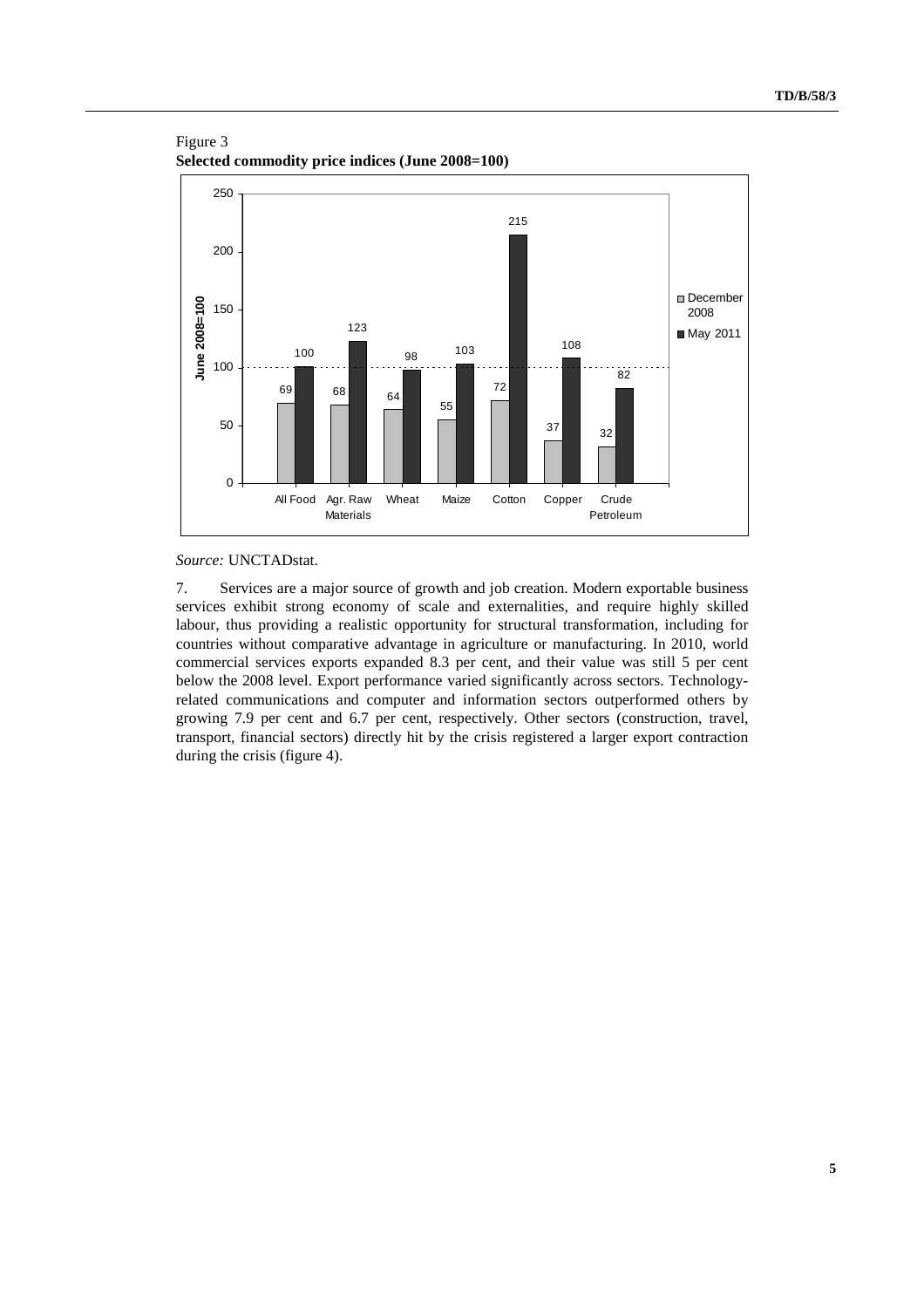Figure 3
**Selected commodity price indices (June 2008=100)**

| | December 2008 | May 2011 |
|---|---|---|
| All Food | 69 | 100 |
| Agr. Raw Materials | 68 | 123 |
| Wheat | 64 | 98 |
| Maize | 55 | 103 |
| Cotton | 72 | 215 |
| Copper | 37 | 108 |
| Crude Petroleum | 32 | 82 |

*Source:* UNCTADstat.

7. Services are a major source of growth and job creation. Modern exportable business services exhibit strong economy of scale and externalities, and require highly skilled labour, thus providing a realistic opportunity for structural transformation, including for countries without comparative advantage in agriculture or manufacturing. In 2010, world commercial services exports expanded 8.3 per cent, and their value was still 5 per cent below the 2008 level. Export performance varied significantly across sectors. Technology-related communications and computer and information sectors outperformed others by growing 7.9 per cent and 6.7 per cent, respectively. Other sectors (construction, travel, transport, financial sectors) directly hit by the crisis registered a larger export contraction during the crisis (figure 4).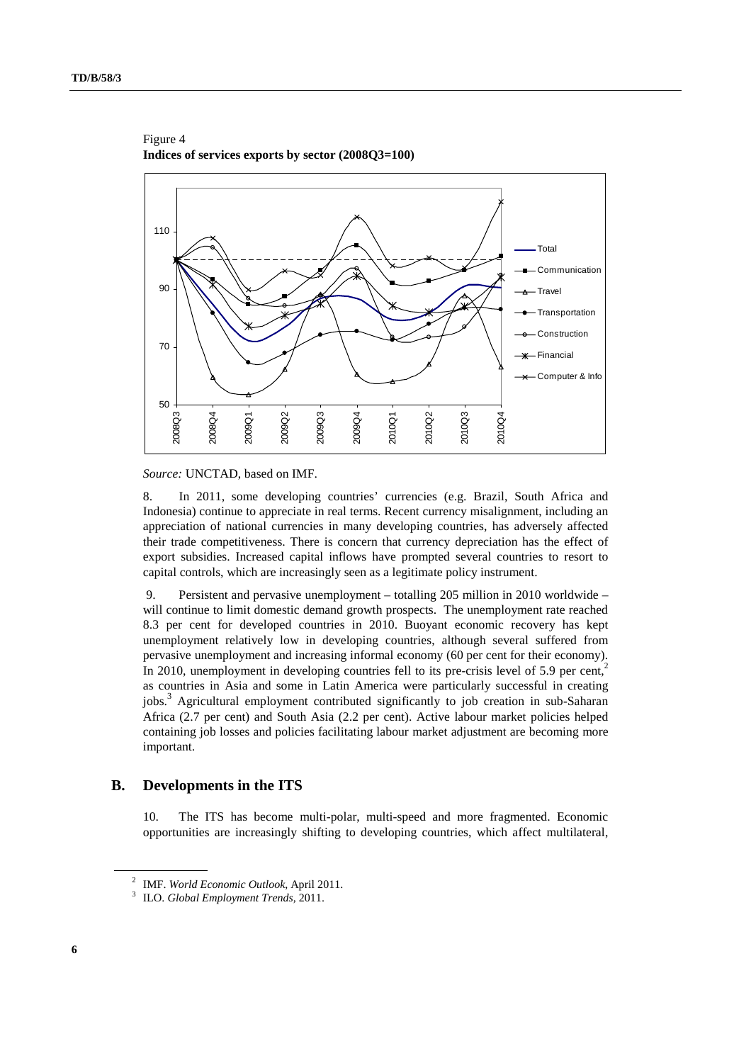Figure 4
**Indices of services exports by sector (2008Q3=100)**

*Source:* UNCTAD, based on IMF.

8. In 2011, some developing countries' currencies (e.g. Brazil, South Africa and Indonesia) continue to appreciate in real terms. Recent currency misalignment, including an appreciation of national currencies in many developing countries, has adversely affected their trade competitiveness. There is concern that currency depreciation has the effect of export subsidies. Increased capital inflows have prompted several countries to resort to capital controls, which are increasingly seen as a legitimate policy instrument.

9. Persistent and pervasive unemployment – totalling 205 million in 2010 worldwide – will continue to limit domestic demand growth prospects. The unemployment rate reached 8.3 per cent for developed countries in 2010. Buoyant economic recovery has kept unemployment relatively low in developing countries, although several suffered from pervasive unemployment and increasing informal economy (60 per cent for their economy). In 2010, unemployment in developing countries fell to its pre-crisis level of 5.9 per cent,[2] as countries in Asia and some in Latin America were particularly successful in creating jobs.[3] Agricultural employment contributed significantly to job creation in sub-Saharan Africa (2.7 per cent) and South Asia (2.2 per cent). Active labour market policies helped containing job losses and policies facilitating labour market adjustment are becoming more important.

## B. Developments in the ITS

10. The ITS has become multi-polar, multi-speed and more fragmented. Economic opportunities are increasingly shifting to developing countries, which affect multilateral,

[2] IMF. *World Economic Outlook*, April 2011.

[3] ILO. *Global Employment Trends*, 2011.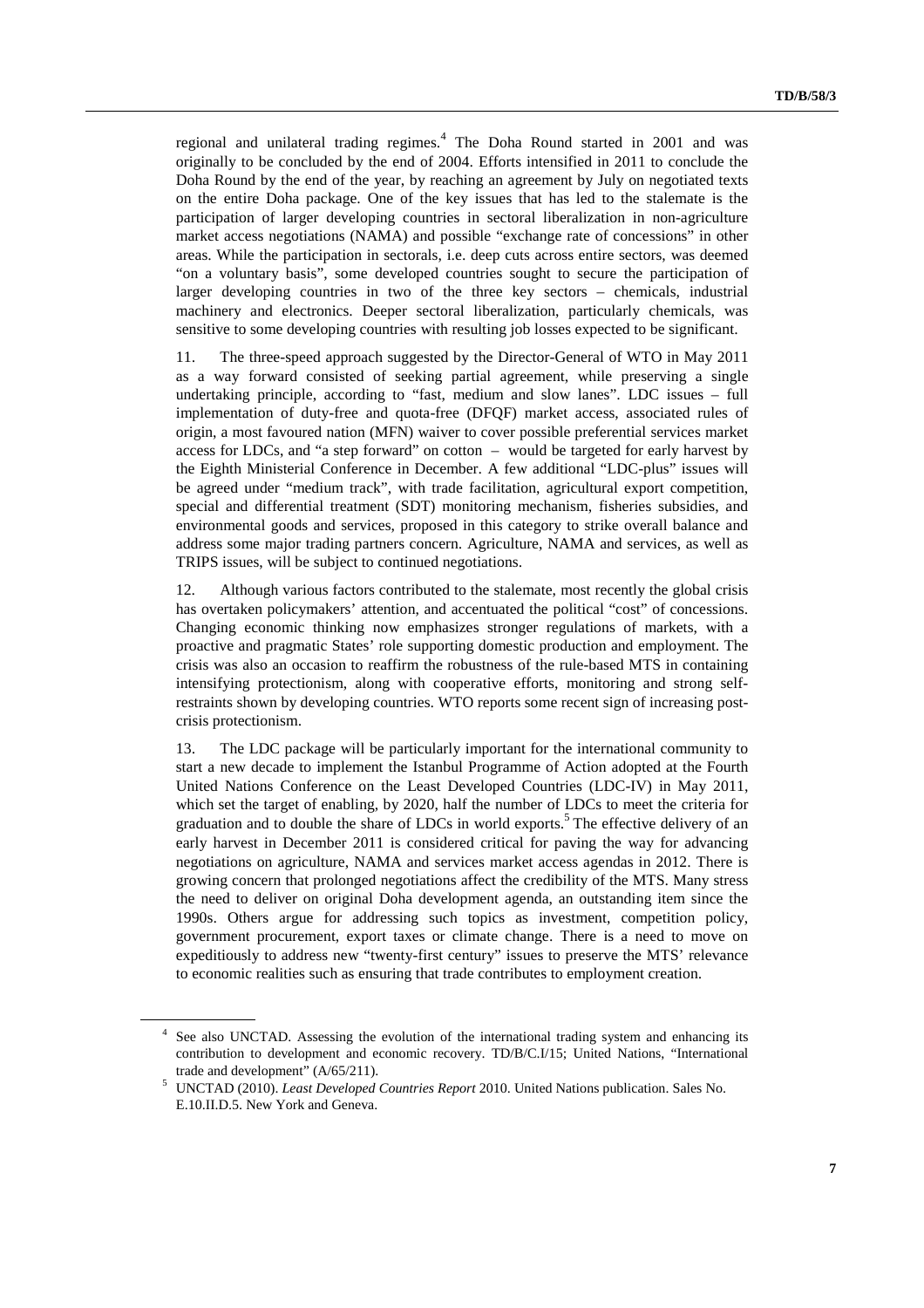regional and unilateral trading regimes.[4] The Doha Round started in 2001 and was originally to be concluded by the end of 2004. Efforts intensified in 2011 to conclude the Doha Round by the end of the year, by reaching an agreement by July on negotiated texts on the entire Doha package. One of the key issues that has led to the stalemate is the participation of larger developing countries in sectoral liberalization in non-agriculture market access negotiations (NAMA) and possible "exchange rate of concessions" in other areas. While the participation in sectorals, i.e. deep cuts across entire sectors, was deemed "on a voluntary basis", some developed countries sought to secure the participation of larger developing countries in two of the three key sectors – chemicals, industrial machinery and electronics. Deeper sectoral liberalization, particularly chemicals, was sensitive to some developing countries with resulting job losses expected to be significant.

11. The three-speed approach suggested by the Director-General of WTO in May 2011 as a way forward consisted of seeking partial agreement, while preserving a single undertaking principle, according to "fast, medium and slow lanes". LDC issues – full implementation of duty-free and quota-free (DFQF) market access, associated rules of origin, a most favoured nation (MFN) waiver to cover possible preferential services market access for LDCs, and "a step forward" on cotton – would be targeted for early harvest by the Eighth Ministerial Conference in December. A few additional "LDC-plus" issues will be agreed under "medium track", with trade facilitation, agricultural export competition, special and differential treatment (SDT) monitoring mechanism, fisheries subsidies, and environmental goods and services, proposed in this category to strike overall balance and address some major trading partners concern. Agriculture, NAMA and services, as well as TRIPS issues, will be subject to continued negotiations.

12. Although various factors contributed to the stalemate, most recently the global crisis has overtaken policymakers' attention, and accentuated the political "cost" of concessions. Changing economic thinking now emphasizes stronger regulations of markets, with a proactive and pragmatic States' role supporting domestic production and employment. The crisis was also an occasion to reaffirm the robustness of the rule-based MTS in containing intensifying protectionism, along with cooperative efforts, monitoring and strong self-restraints shown by developing countries. WTO reports some recent sign of increasing post-crisis protectionism.

13. The LDC package will be particularly important for the international community to start a new decade to implement the Istanbul Programme of Action adopted at the Fourth United Nations Conference on the Least Developed Countries (LDC-IV) in May 2011, which set the target of enabling, by 2020, half the number of LDCs to meet the criteria for graduation and to double the share of LDCs in world exports.[5] The effective delivery of an early harvest in December 2011 is considered critical for paving the way for advancing negotiations on agriculture, NAMA and services market access agendas in 2012. There is growing concern that prolonged negotiations affect the credibility of the MTS. Many stress the need to deliver on original Doha development agenda, an outstanding item since the 1990s. Others argue for addressing such topics as investment, competition policy, government procurement, export taxes or climate change. There is a need to move on expeditiously to address new "twenty-first century" issues to preserve the MTS' relevance to economic realities such as ensuring that trade contributes to employment creation.

---

[4] See also UNCTAD. Assessing the evolution of the international trading system and enhancing its contribution to development and economic recovery. TD/B/C.I/15; United Nations, "International trade and development" (A/65/211).

[5] UNCTAD (2010). *Least Developed Countries Report* 2010. United Nations publication. Sales No. E.10.II.D.5. New York and Geneva.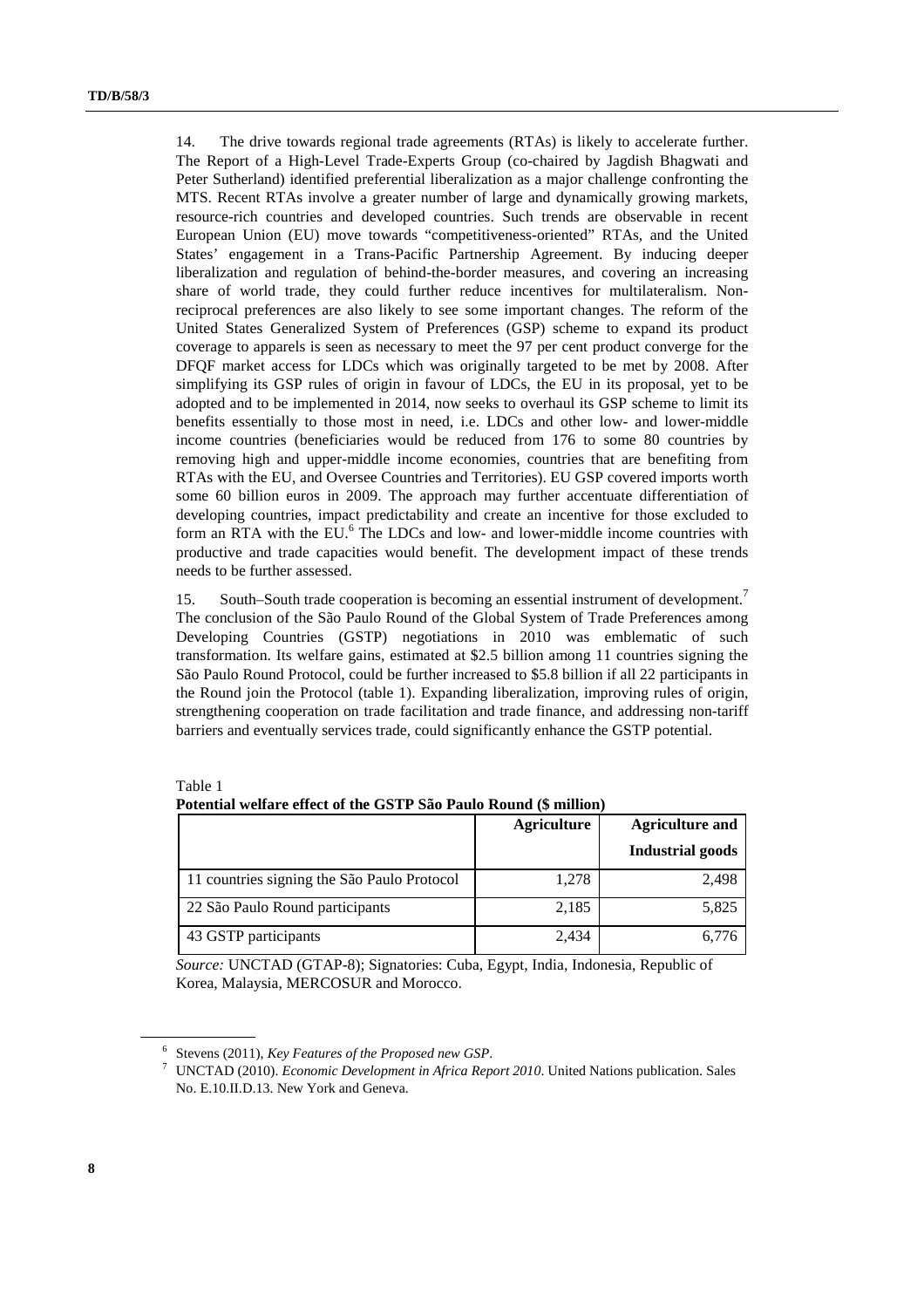14. The drive towards regional trade agreements (RTAs) is likely to accelerate further. The Report of a High-Level Trade-Experts Group (co-chaired by Jagdish Bhagwati and Peter Sutherland) identified preferential liberalization as a major challenge confronting the MTS. Recent RTAs involve a greater number of large and dynamically growing markets, resource-rich countries and developed countries. Such trends are observable in recent European Union (EU) move towards "competitiveness-oriented" RTAs, and the United States' engagement in a Trans-Pacific Partnership Agreement. By inducing deeper liberalization and regulation of behind-the-border measures, and covering an increasing share of world trade, they could further reduce incentives for multilateralism. Non-reciprocal preferences are also likely to see some important changes. The reform of the United States Generalized System of Preferences (GSP) scheme to expand its product coverage to apparels is seen as necessary to meet the 97 per cent product converge for the DFQF market access for LDCs which was originally targeted to be met by 2008. After simplifying its GSP rules of origin in favour of LDCs, the EU in its proposal, yet to be adopted and to be implemented in 2014, now seeks to overhaul its GSP scheme to limit its benefits essentially to those most in need, i.e. LDCs and other low- and lower-middle income countries (beneficiaries would be reduced from 176 to some 80 countries by removing high and upper-middle income economies, countries that are benefiting from RTAs with the EU, and Oversee Countries and Territories). EU GSP covered imports worth some 60 billion euros in 2009. The approach may further accentuate differentiation of developing countries, impact predictability and create an incentive for those excluded to form an RTA with the EU.[6] The LDCs and low- and lower-middle income countries with productive and trade capacities would benefit. The development impact of these trends needs to be further assessed.

15. South–South trade cooperation is becoming an essential instrument of development.[7] The conclusion of the São Paulo Round of the Global System of Trade Preferences among Developing Countries (GSTP) negotiations in 2010 was emblematic of such transformation. Its welfare gains, estimated at $2.5 billion among 11 countries signing the São Paulo Round Protocol, could be further increased to $5.8 billion if all 22 participants in the Round join the Protocol (table 1). Expanding liberalization, improving rules of origin, strengthening cooperation on trade facilitation and trade finance, and addressing non-tariff barriers and eventually services trade, could significantly enhance the GSTP potential.

Table 1
**Potential welfare effect of the GSTP São Paulo Round ($ million)**

| | Agriculture | Agriculture and Industrial goods |
|---|---|---|
| 11 countries signing the São Paulo Protocol | 1,278 | 2,498 |
| 22 São Paulo Round participants | 2,185 | 5,825 |
| 43 GSTP participants | 2,434 | 6,776 |

*Source:* UNCTAD (GTAP-8); Signatories: Cuba, Egypt, India, Indonesia, Republic of Korea, Malaysia, MERCOSUR and Morocco.

[6] Stevens (2011), *Key Features of the Proposed new GSP*.

[7] UNCTAD (2010). *Economic Development in Africa Report 2010*. United Nations publication. Sales No. E.10.II.D.13. New York and Geneva.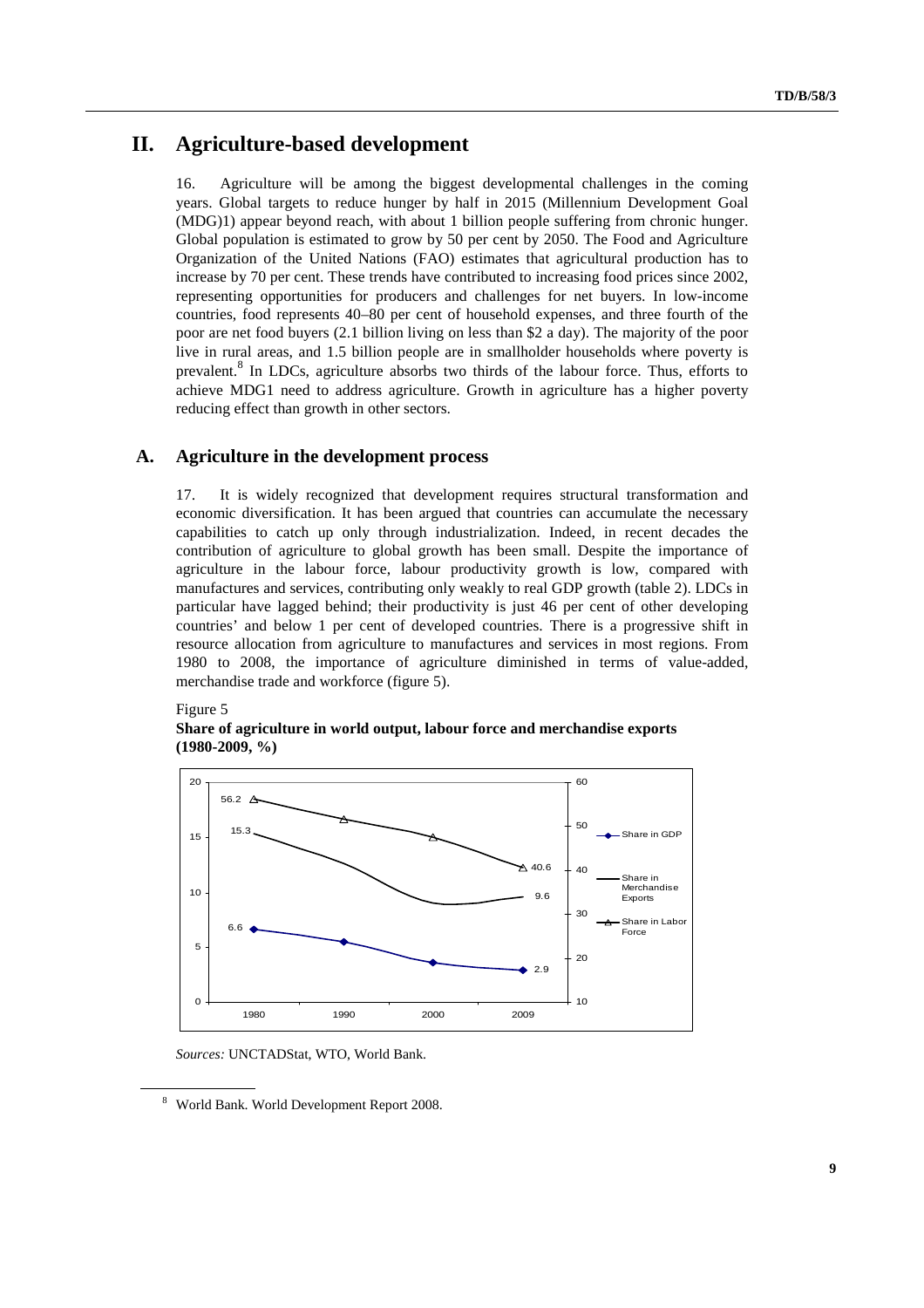## II. Agriculture-based development

16. Agriculture will be among the biggest developmental challenges in the coming years. Global targets to reduce hunger by half in 2015 (Millennium Development Goal (MDG)1) appear beyond reach, with about 1 billion people suffering from chronic hunger. Global population is estimated to grow by 50 per cent by 2050. The Food and Agriculture Organization of the United Nations (FAO) estimates that agricultural production has to increase by 70 per cent. These trends have contributed to increasing food prices since 2002, representing opportunities for producers and challenges for net buyers. In low-income countries, food represents 40–80 per cent of household expenses, and three fourth of the poor are net food buyers (2.1 billion living on less than $2 a day). The majority of the poor live in rural areas, and 1.5 billion people are in smallholder households where poverty is prevalent.[8] In LDCs, agriculture absorbs two thirds of the labour force. Thus, efforts to achieve MDG1 need to address agriculture. Growth in agriculture has a higher poverty reducing effect than growth in other sectors.

### A. Agriculture in the development process

17. It is widely recognized that development requires structural transformation and economic diversification. It has been argued that countries can accumulate the necessary capabilities to catch up only through industrialization. Indeed, in recent decades the contribution of agriculture to global growth has been small. Despite the importance of agriculture in the labour force, labour productivity growth is low, compared with manufactures and services, contributing only weakly to real GDP growth (table 2). LDCs in particular have lagged behind; their productivity is just 46 per cent of other developing countries' and below 1 per cent of developed countries. There is a progressive shift in resource allocation from agriculture to manufactures and services in most regions. From 1980 to 2008, the importance of agriculture diminished in terms of value-added, merchandise trade and workforce (figure 5).

Figure 5

**Share of agriculture in world output, labour force and merchandise exports (1980-2009, %)**

| | 1980 | 2009 |
|---|---|---|
| Share in GDP | 6.6 | 2.9 |
| Share in Merchandise Exports | 15.3 | 9.6 |
| Share in Labor Force | 56.2 | 40.6 |

*Sources:* UNCTADStat, WTO, World Bank.

---

[8] World Bank. World Development Report 2008.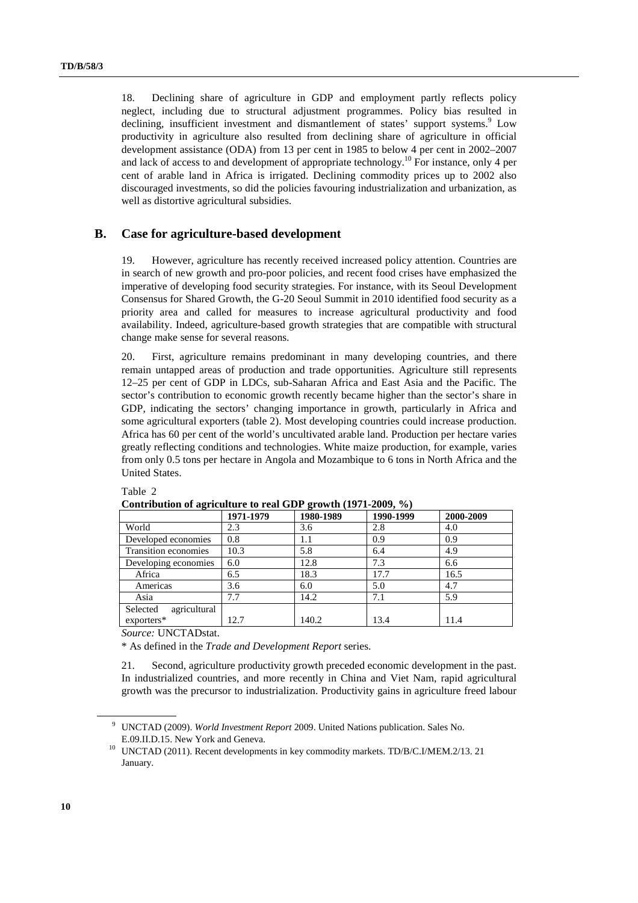18. Declining share of agriculture in GDP and employment partly reflects policy neglect, including due to structural adjustment programmes. Policy bias resulted in declining, insufficient investment and dismantlement of states' support systems.[9] Low productivity in agriculture also resulted from declining share of agriculture in official development assistance (ODA) from 13 per cent in 1985 to below 4 per cent in 2002–2007 and lack of access to and development of appropriate technology.[10] For instance, only 4 per cent of arable land in Africa is irrigated. Declining commodity prices up to 2002 also discouraged investments, so did the policies favouring industrialization and urbanization, as well as distortive agricultural subsidies.

## B. Case for agriculture-based development

19. However, agriculture has recently received increased policy attention. Countries are in search of new growth and pro-poor policies, and recent food crises have emphasized the imperative of developing food security strategies. For instance, with its Seoul Development Consensus for Shared Growth, the G-20 Seoul Summit in 2010 identified food security as a priority area and called for measures to increase agricultural productivity and food availability. Indeed, agriculture-based growth strategies that are compatible with structural change make sense for several reasons.

20. First, agriculture remains predominant in many developing countries, and there remain untapped areas of production and trade opportunities. Agriculture still represents 12–25 per cent of GDP in LDCs, sub-Saharan Africa and East Asia and the Pacific. The sector's contribution to economic growth recently became higher than the sector's share in GDP, indicating the sectors' changing importance in growth, particularly in Africa and some agricultural exporters (table 2). Most developing countries could increase production. Africa has 60 per cent of the world's uncultivated arable land. Production per hectare varies greatly reflecting conditions and technologies. White maize production, for example, varies from only 0.5 tons per hectare in Angola and Mozambique to 6 tons in North Africa and the United States.

Table 2
**Contribution of agriculture to real GDP growth (1971-2009, %)**

| | 1971-1979 | 1980-1989 | 1990-1999 | 2000-2009 |
|---|---|---|---|---|
| World | 2.3 | 3.6 | 2.8 | 4.0 |
| Developed economies | 0.8 | 1.1 | 0.9 | 0.9 |
| Transition economies | 10.3 | 5.8 | 6.4 | 4.9 |
| Developing economies | 6.0 | 12.8 | 7.3 | 6.6 |
| Africa | 6.5 | 18.3 | 17.7 | 16.5 |
| Americas | 3.6 | 6.0 | 5.0 | 4.7 |
| Asia | 7.7 | 14.2 | 7.1 | 5.9 |
| Selected agricultural exporters* | 12.7 | 140.2 | 13.4 | 11.4 |

*Source:* UNCTADstat.

\* As defined in the *Trade and Development Report* series.

21. Second, agriculture productivity growth preceded economic development in the past. In industrialized countries, and more recently in China and Viet Nam, rapid agricultural growth was the precursor to industrialization. Productivity gains in agriculture freed labour

[9] UNCTAD (2009). *World Investment Report* 2009. United Nations publication. Sales No. E.09.II.D.15. New York and Geneva.

[10] UNCTAD (2011). Recent developments in key commodity markets. TD/B/C.I/MEM.2/13. 21 January.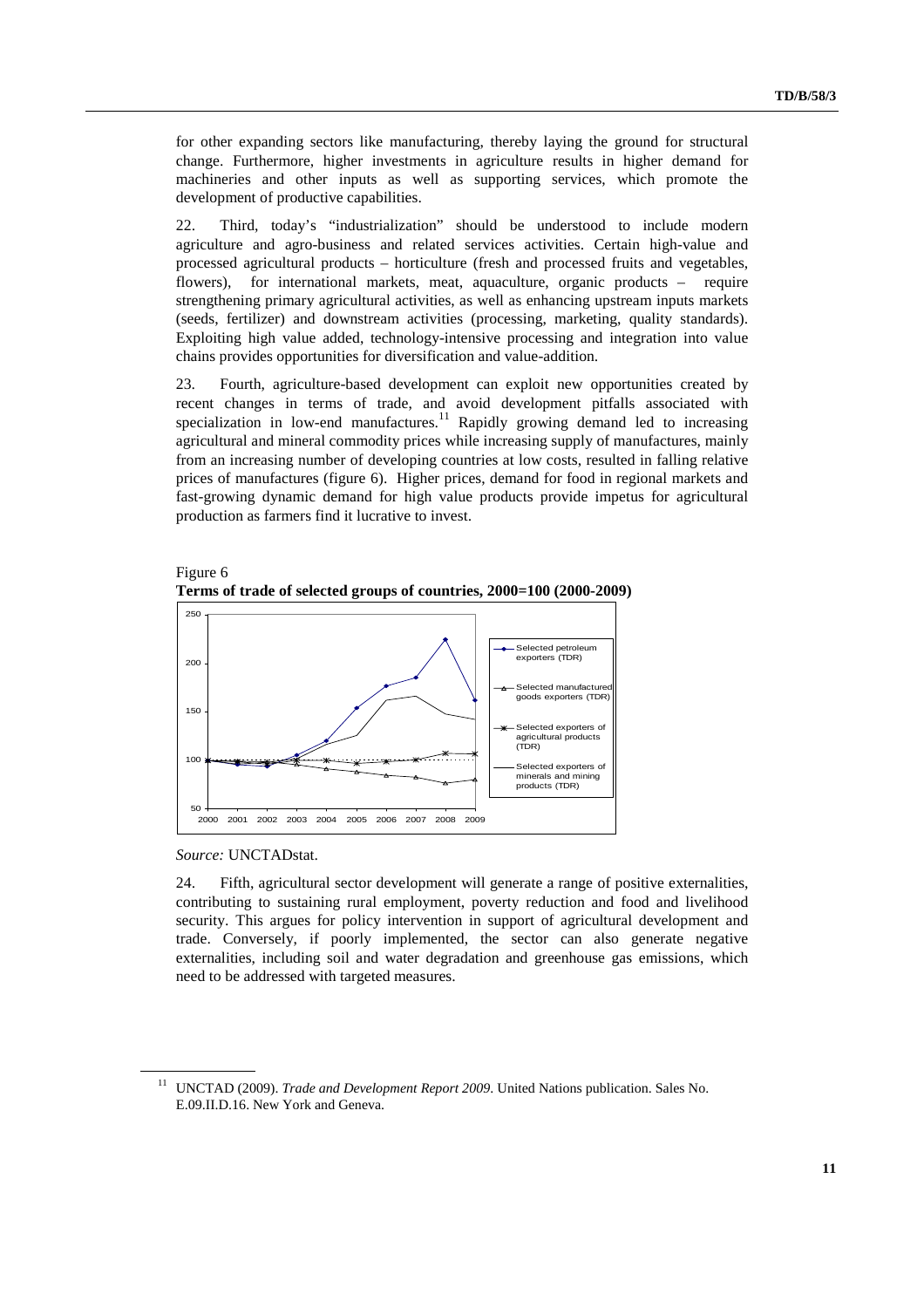for other expanding sectors like manufacturing, thereby laying the ground for structural change. Furthermore, higher investments in agriculture results in higher demand for machineries and other inputs as well as supporting services, which promote the development of productive capabilities.

22. Third, today's "industrialization" should be understood to include modern agriculture and agro-business and related services activities. Certain high-value and processed agricultural products – horticulture (fresh and processed fruits and vegetables, flowers), for international markets, meat, aquaculture, organic products – require strengthening primary agricultural activities, as well as enhancing upstream inputs markets (seeds, fertilizer) and downstream activities (processing, marketing, quality standards). Exploiting high value added, technology-intensive processing and integration into value chains provides opportunities for diversification and value-addition.

23. Fourth, agriculture-based development can exploit new opportunities created by recent changes in terms of trade, and avoid development pitfalls associated with specialization in low-end manufactures.[11] Rapidly growing demand led to increasing agricultural and mineral commodity prices while increasing supply of manufactures, mainly from an increasing number of developing countries at low costs, resulted in falling relative prices of manufactures (figure 6). Higher prices, demand for food in regional markets and fast-growing dynamic demand for high value products provide impetus for agricultural production as farmers find it lucrative to invest.

Figure 6
**Terms of trade of selected groups of countries, 2000=100 (2000-2009)**

*Source:* UNCTADstat.

24. Fifth, agricultural sector development will generate a range of positive externalities, contributing to sustaining rural employment, poverty reduction and food and livelihood security. This argues for policy intervention in support of agricultural development and trade. Conversely, if poorly implemented, the sector can also generate negative externalities, including soil and water degradation and greenhouse gas emissions, which need to be addressed with targeted measures.

[11] UNCTAD (2009). *Trade and Development Report 2009.* United Nations publication. Sales No. E.09.II.D.16. New York and Geneva.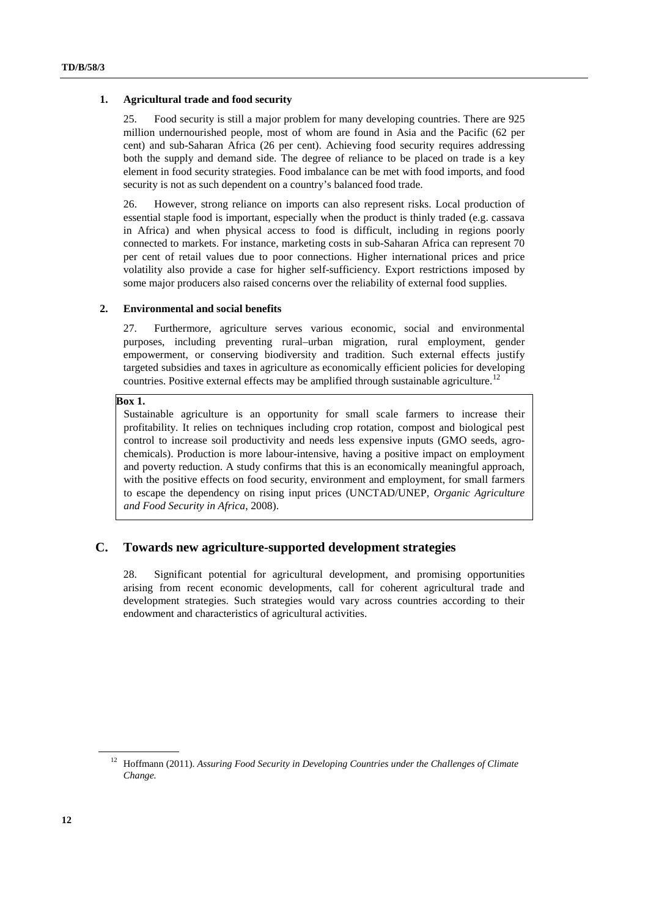### 1. Agricultural trade and food security

25. Food security is still a major problem for many developing countries. There are 925 million undernourished people, most of whom are found in Asia and the Pacific (62 per cent) and sub-Saharan Africa (26 per cent). Achieving food security requires addressing both the supply and demand side. The degree of reliance to be placed on trade is a key element in food security strategies. Food imbalance can be met with food imports, and food security is not as such dependent on a country's balanced food trade.

26. However, strong reliance on imports can also represent risks. Local production of essential staple food is important, especially when the product is thinly traded (e.g. cassava in Africa) and when physical access to food is difficult, including in regions poorly connected to markets. For instance, marketing costs in sub-Saharan Africa can represent 70 per cent of retail values due to poor connections. Higher international prices and price volatility also provide a case for higher self-sufficiency. Export restrictions imposed by some major producers also raised concerns over the reliability of external food supplies.

### 2. Environmental and social benefits

27. Furthermore, agriculture serves various economic, social and environmental purposes, including preventing rural–urban migration, rural employment, gender empowerment, or conserving biodiversity and tradition. Such external effects justify targeted subsidies and taxes in agriculture as economically efficient policies for developing countries. Positive external effects may be amplified through sustainable agriculture.[12]

**Box 1.**

Sustainable agriculture is an opportunity for small scale farmers to increase their profitability. It relies on techniques including crop rotation, compost and biological pest control to increase soil productivity and needs less expensive inputs (GMO seeds, agro-chemicals). Production is more labour-intensive, having a positive impact on employment and poverty reduction. A study confirms that this is an economically meaningful approach, with the positive effects on food security, environment and employment, for small farmers to escape the dependency on rising input prices (UNCTAD/UNEP, *Organic Agriculture and Food Security in Africa*, 2008).

## C. Towards new agriculture-supported development strategies

28. Significant potential for agricultural development, and promising opportunities arising from recent economic developments, call for coherent agricultural trade and development strategies. Such strategies would vary across countries according to their endowment and characteristics of agricultural activities.

---

[12] Hoffmann (2011). *Assuring Food Security in Developing Countries under the Challenges of Climate Change.*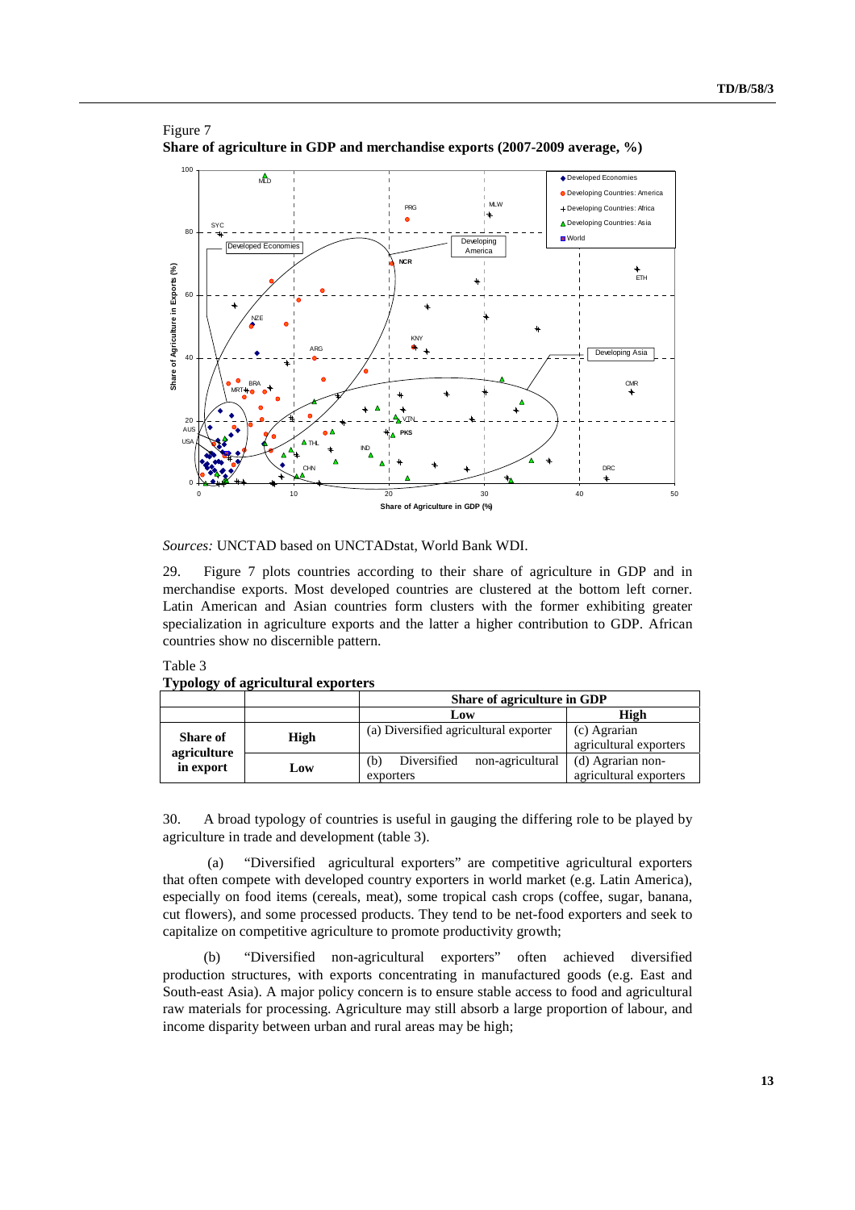Figure 7
**Share of agriculture in GDP and merchandise exports (2007-2009 average, %)**

*Sources:* UNCTAD based on UNCTADstat, World Bank WDI.

29. Figure 7 plots countries according to their share of agriculture in GDP and in merchandise exports. Most developed countries are clustered at the bottom left corner. Latin American and Asian countries form clusters with the former exhibiting greater specialization in agriculture exports and the latter a higher contribution to GDP. African countries show no discernible pattern.

Table 3
**Typology of agricultural exporters**

| | | Share of agriculture in GDP | |
|---|---|---|---|
| | | Low | High |
| **Share of agriculture in export** | **High** | (a) Diversified agricultural exporter | (c) Agrarian agricultural exporters |
| | **Low** | (b) Diversified non-agricultural exporters | (d) Agrarian non-agricultural exporters |

30. A broad typology of countries is useful in gauging the differing role to be played by agriculture in trade and development (table 3).

(a) "Diversified agricultural exporters" are competitive agricultural exporters that often compete with developed country exporters in world market (e.g. Latin America), especially on food items (cereals, meat), some tropical cash crops (coffee, sugar, banana, cut flowers), and some processed products. They tend to be net-food exporters and seek to capitalize on competitive agriculture to promote productivity growth;

(b) "Diversified non-agricultural exporters" often achieved diversified production structures, with exports concentrating in manufactured goods (e.g. East and South-east Asia). A major policy concern is to ensure stable access to food and agricultural raw materials for processing. Agriculture may still absorb a large proportion of labour, and income disparity between urban and rural areas may be high;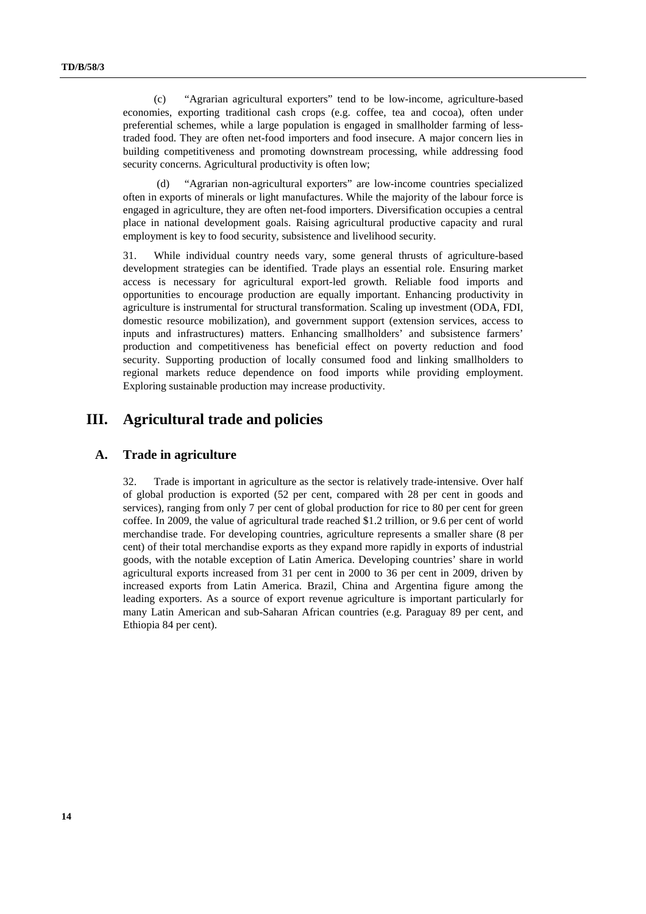(c) "Agrarian agricultural exporters" tend to be low-income, agriculture-based economies, exporting traditional cash crops (e.g. coffee, tea and cocoa), often under preferential schemes, while a large population is engaged in smallholder farming of less-traded food. They are often net-food importers and food insecure. A major concern lies in building competitiveness and promoting downstream processing, while addressing food security concerns. Agricultural productivity is often low;

(d) "Agrarian non-agricultural exporters" are low-income countries specialized often in exports of minerals or light manufactures. While the majority of the labour force is engaged in agriculture, they are often net-food importers. Diversification occupies a central place in national development goals. Raising agricultural productive capacity and rural employment is key to food security, subsistence and livelihood security.

31. While individual country needs vary, some general thrusts of agriculture-based development strategies can be identified. Trade plays an essential role. Ensuring market access is necessary for agricultural export-led growth. Reliable food imports and opportunities to encourage production are equally important. Enhancing productivity in agriculture is instrumental for structural transformation. Scaling up investment (ODA, FDI, domestic resource mobilization), and government support (extension services, access to inputs and infrastructures) matters. Enhancing smallholders' and subsistence farmers' production and competitiveness has beneficial effect on poverty reduction and food security. Supporting production of locally consumed food and linking smallholders to regional markets reduce dependence on food imports while providing employment. Exploring sustainable production may increase productivity.

# III. Agricultural trade and policies

## A. Trade in agriculture

32. Trade is important in agriculture as the sector is relatively trade-intensive. Over half of global production is exported (52 per cent, compared with 28 per cent in goods and services), ranging from only 7 per cent of global production for rice to 80 per cent for green coffee. In 2009, the value of agricultural trade reached $1.2 trillion, or 9.6 per cent of world merchandise trade. For developing countries, agriculture represents a smaller share (8 per cent) of their total merchandise exports as they expand more rapidly in exports of industrial goods, with the notable exception of Latin America. Developing countries' share in world agricultural exports increased from 31 per cent in 2000 to 36 per cent in 2009, driven by increased exports from Latin America. Brazil, China and Argentina figure among the leading exporters. As a source of export revenue agriculture is important particularly for many Latin American and sub-Saharan African countries (e.g. Paraguay 89 per cent, and Ethiopia 84 per cent).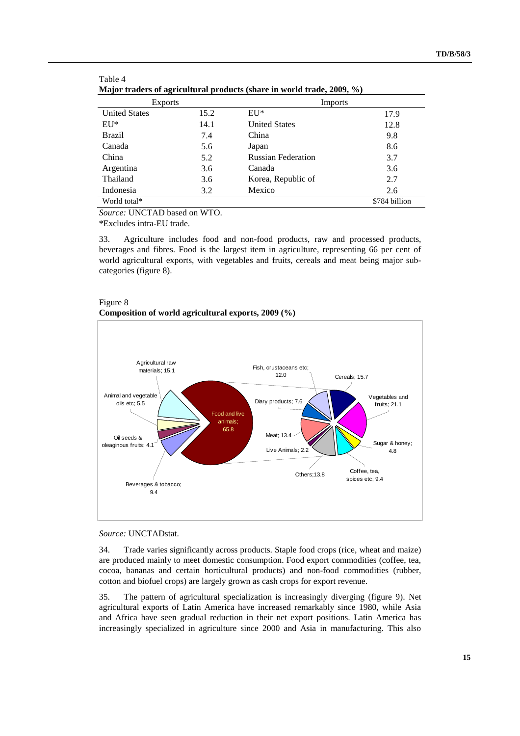Table 4

**Major traders of agricultural products (share in world trade, 2009, %)**

| Exports | | Imports | |
|---|---|---|---|
| United States | 15.2 | EU* | 17.9 |
| EU* | 14.1 | United States | 12.8 |
| Brazil | 7.4 | China | 9.8 |
| Canada | 5.6 | Japan | 8.6 |
| China | 5.2 | Russian Federation | 3.7 |
| Argentina | 3.6 | Canada | 3.6 |
| Thailand | 3.6 | Korea, Republic of | 2.7 |
| Indonesia | 3.2 | Mexico | 2.6 |
| World total* | | | $784 billion |

*Source:* UNCTAD based on WTO.

*Excludes intra-EU trade.

33. Agriculture includes food and non-food products, raw and processed products, beverages and fibres. Food is the largest item in agriculture, representing 66 per cent of world agricultural exports, with vegetables and fruits, cereals and meat being major sub-categories (figure 8).

Figure 8

**Composition of world agricultural exports, 2009 (%)**

Agricultural raw materials; 15.1
Animal and vegetable oils etc; 5.5
Oil seeds & oleaginous fruits; 4.1
Beverages & tobacco; 9.4
Food and live animals; 65.8
Fish, crustaceans etc; 12.0
Cereals; 15.7
Diary products; 7.6
Vegetables and fruits; 21.1
Meat; 13.4
Sugar & honey; 4.8
Live Animals; 2.2
Coffee, tea, spices etc; 9.4
Others;13.8

*Source:* UNCTADstat.

34. Trade varies significantly across products. Staple food crops (rice, wheat and maize) are produced mainly to meet domestic consumption. Food export commodities (coffee, tea, cocoa, bananas and certain horticultural products) and non-food commodities (rubber, cotton and biofuel crops) are largely grown as cash crops for export revenue.

35. The pattern of agricultural specialization is increasingly diverging (figure 9). Net agricultural exports of Latin America have increased remarkably since 1980, while Asia and Africa have seen gradual reduction in their net export positions. Latin America has increasingly specialized in agriculture since 2000 and Asia in manufacturing. This also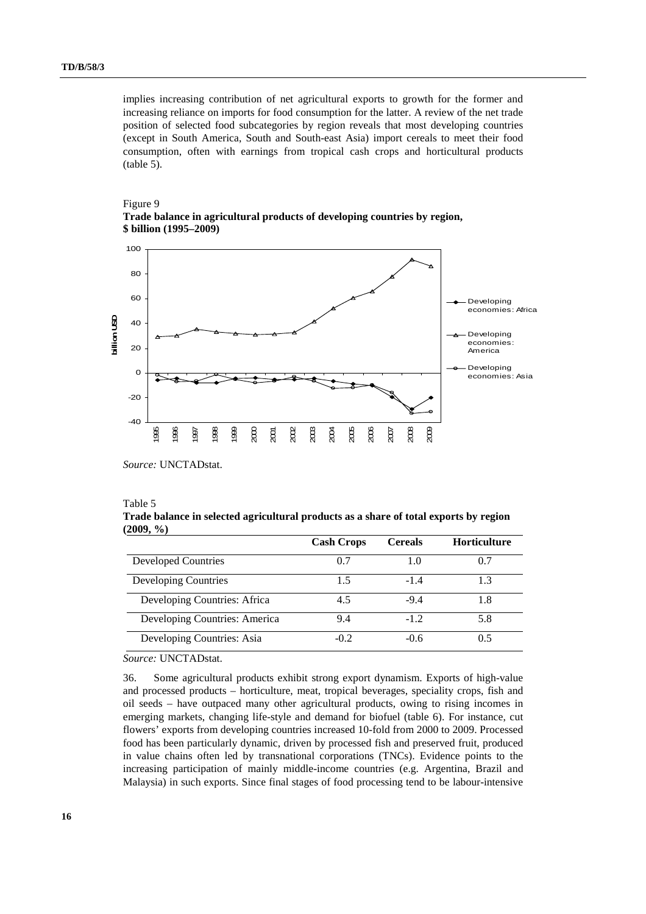implies increasing contribution of net agricultural exports to growth for the former and increasing reliance on imports for food consumption for the latter. A review of the net trade position of selected food subcategories by region reveals that most developing countries (except in South America, South and South-east Asia) import cereals to meet their food consumption, often with earnings from tropical cash crops and horticultural products (table 5).

Figure 9
**Trade balance in agricultural products of developing countries by region, $ billion (1995–2009)**

*Source:* UNCTADstat.

Table 5
**Trade balance in selected agricultural products as a share of total exports by region (2009, %)**

| | Cash Crops | Cereals | Horticulture |
|---|---|---|---|
| Developed Countries | 0.7 | 1.0 | 0.7 |
| Developing Countries | 1.5 | -1.4 | 1.3 |
| Developing Countries: Africa | 4.5 | -9.4 | 1.8 |
| Developing Countries: America | 9.4 | -1.2 | 5.8 |
| Developing Countries: Asia | -0.2 | -0.6 | 0.5 |

*Source:* UNCTADstat.

36. Some agricultural products exhibit strong export dynamism. Exports of high-value and processed products – horticulture, meat, tropical beverages, speciality crops, fish and oil seeds – have outpaced many other agricultural products, owing to rising incomes in emerging markets, changing life-style and demand for biofuel (table 6). For instance, cut flowers' exports from developing countries increased 10-fold from 2000 to 2009. Processed food has been particularly dynamic, driven by processed fish and preserved fruit, produced in value chains often led by transnational corporations (TNCs). Evidence points to the increasing participation of mainly middle-income countries (e.g. Argentina, Brazil and Malaysia) in such exports. Since final stages of food processing tend to be labour-intensive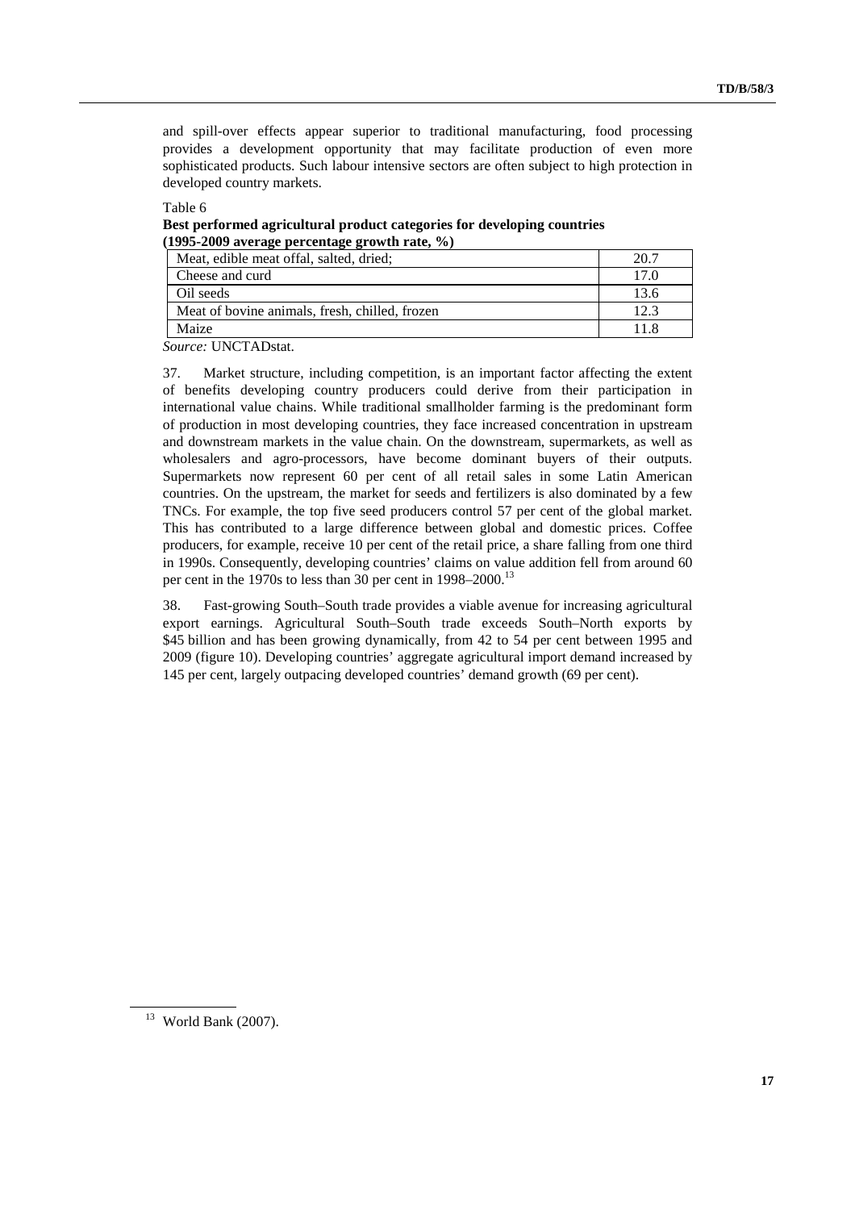and spill-over effects appear superior to traditional manufacturing, food processing provides a development opportunity that may facilitate production of even more sophisticated products. Such labour intensive sectors are often subject to high protection in developed country markets.

Table 6

**Best performed agricultural product categories for developing countries (1995-2009 average percentage growth rate, %)**

| | |
|---|---|
| Meat, edible meat offal, salted, dried; | 20.7 |
| Cheese and curd | 17.0 |
| Oil seeds | 13.6 |
| Meat of bovine animals, fresh, chilled, frozen | 12.3 |
| Maize | 11.8 |

*Source:* UNCTADstat.

37. Market structure, including competition, is an important factor affecting the extent of benefits developing country producers could derive from their participation in international value chains. While traditional smallholder farming is the predominant form of production in most developing countries, they face increased concentration in upstream and downstream markets in the value chain. On the downstream, supermarkets, as well as wholesalers and agro-processors, have become dominant buyers of their outputs. Supermarkets now represent 60 per cent of all retail sales in some Latin American countries. On the upstream, the market for seeds and fertilizers is also dominated by a few TNCs. For example, the top five seed producers control 57 per cent of the global market. This has contributed to a large difference between global and domestic prices. Coffee producers, for example, receive 10 per cent of the retail price, a share falling from one third in 1990s. Consequently, developing countries' claims on value addition fell from around 60 per cent in the 1970s to less than 30 per cent in 1998–2000.[13]

38. Fast-growing South–South trade provides a viable avenue for increasing agricultural export earnings. Agricultural South–South trade exceeds South–North exports by $45 billion and has been growing dynamically, from 42 to 54 per cent between 1995 and 2009 (figure 10). Developing countries' aggregate agricultural import demand increased by 145 per cent, largely outpacing developed countries' demand growth (69 per cent).

[13] World Bank (2007).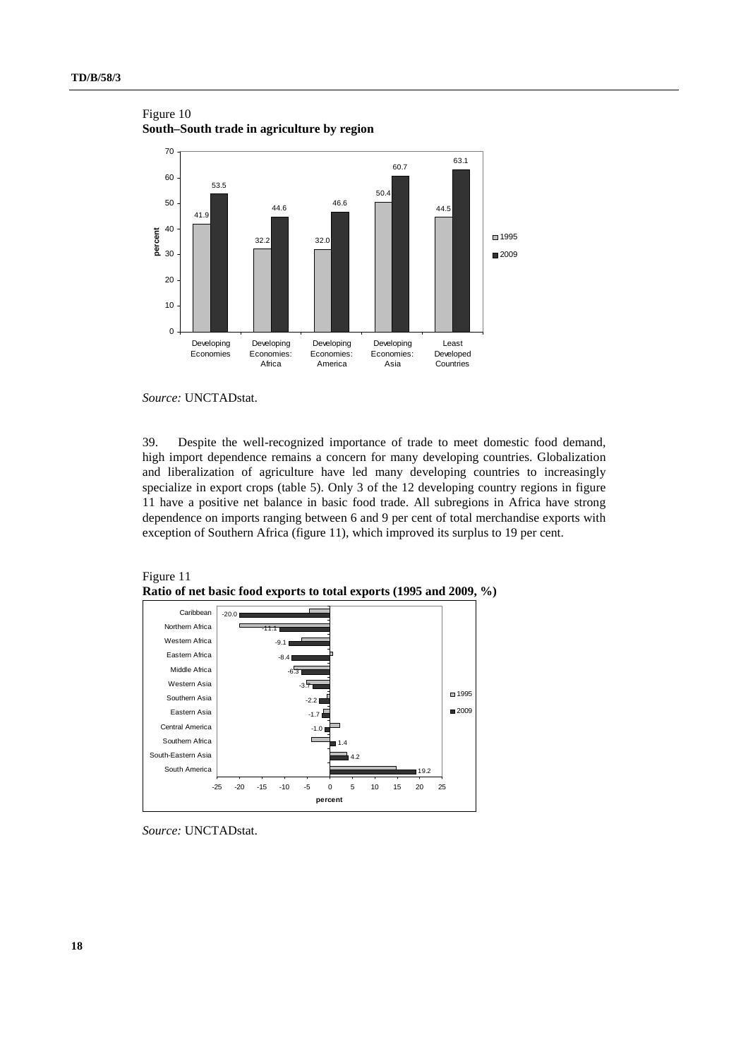Figure 10
**South–South trade in agriculture by region**

| Region | 1995 | 2009 |
|---|---|---|
| Developing Economies | 41.9 | 53.5 |
| Developing Economies: Africa | 32.2 | 44.6 |
| Developing Economies: America | 32.0 | 46.6 |
| Developing Economies: Asia | 50.4 | 60.7 |
| Least Developed Countries | 44.5 | 63.1 |

*Source:* UNCTADstat.

39. Despite the well-recognized importance of trade to meet domestic food demand, high import dependence remains a concern for many developing countries. Globalization and liberalization of agriculture have led many developing countries to increasingly specialize in export crops (table 5). Only 3 of the 12 developing country regions in figure 11 have a positive net balance in basic food trade. All subregions in Africa have strong dependence on imports ranging between 6 and 9 per cent of total merchandise exports with exception of Southern Africa (figure 11), which improved its surplus to 19 per cent.

Figure 11
**Ratio of net basic food exports to total exports (1995 and 2009, %)**

| Region | 2009 |
|---|---|
| Caribbean | -20.0 |
| Northern Africa | -11.1 |
| Western Africa | -9.1 |
| Eastern Africa | -8.4 |
| Middle Africa | -6.3 |
| Western Asia | -3.7 |
| Southern Asia | -2.2 |
| Eastern Asia | -1.7 |
| Central America | -1.0 |
| Southern Africa | 1.4 |
| South-Eastern Asia | 4.2 |
| South America | 19.2 |

*Source:* UNCTADstat.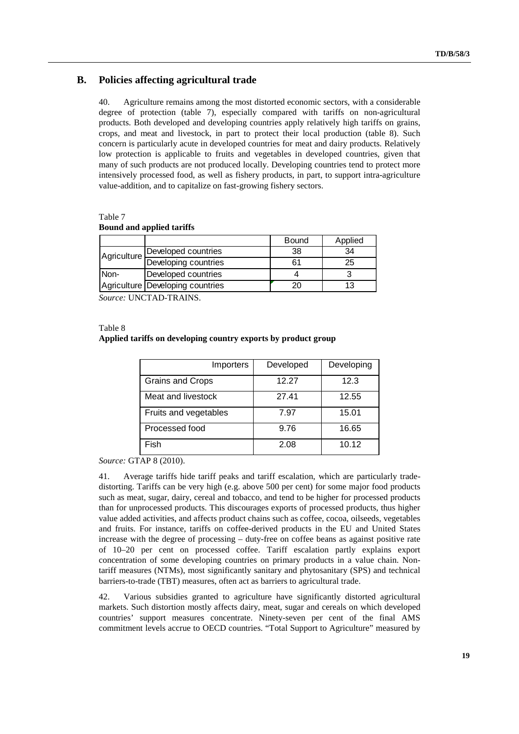## B. Policies affecting agricultural trade

40. Agriculture remains among the most distorted economic sectors, with a considerable degree of protection (table 7), especially compared with tariffs on non-agricultural products. Both developed and developing countries apply relatively high tariffs on grains, crops, and meat and livestock, in part to protect their local production (table 8). Such concern is particularly acute in developed countries for meat and dairy products. Relatively low protection is applicable to fruits and vegetables in developed countries, given that many of such products are not produced locally. Developing countries tend to protect more intensively processed food, as well as fishery products, in part, to support intra-agriculture value-addition, and to capitalize on fast-growing fishery sectors.

Table 7
**Bound and applied tariffs**

| | | Bound | Applied |
|---|---|---|---|
| Agriculture | Developed countries | 38 | 34 |
| | Developing countries | 61 | 25 |
| Non-Agriculture | Developed countries | 4 | 3 |
| | Developing countries | 20 | 13 |

*Source:* UNCTAD-TRAINS.

Table 8
**Applied tariffs on developing country exports by product group**

| Importers | Developed | Developing |
|---|---|---|
| Grains and Crops | 12.27 | 12.3 |
| Meat and livestock | 27.41 | 12.55 |
| Fruits and vegetables | 7.97 | 15.01 |
| Processed food | 9.76 | 16.65 |
| Fish | 2.08 | 10.12 |

*Source:* GTAP 8 (2010).

41. Average tariffs hide tariff peaks and tariff escalation, which are particularly trade-distorting. Tariffs can be very high (e.g. above 500 per cent) for some major food products such as meat, sugar, dairy, cereal and tobacco, and tend to be higher for processed products than for unprocessed products. This discourages exports of processed products, thus higher value added activities, and affects product chains such as coffee, cocoa, oilseeds, vegetables and fruits. For instance, tariffs on coffee-derived products in the EU and United States increase with the degree of processing – duty-free on coffee beans as against positive rate of 10–20 per cent on processed coffee. Tariff escalation partly explains export concentration of some developing countries on primary products in a value chain. Non-tariff measures (NTMs), most significantly sanitary and phytosanitary (SPS) and technical barriers-to-trade (TBT) measures, often act as barriers to agricultural trade.

42. Various subsidies granted to agriculture have significantly distorted agricultural markets. Such distortion mostly affects dairy, meat, sugar and cereals on which developed countries' support measures concentrate. Ninety-seven per cent of the final AMS commitment levels accrue to OECD countries. "Total Support to Agriculture" measured by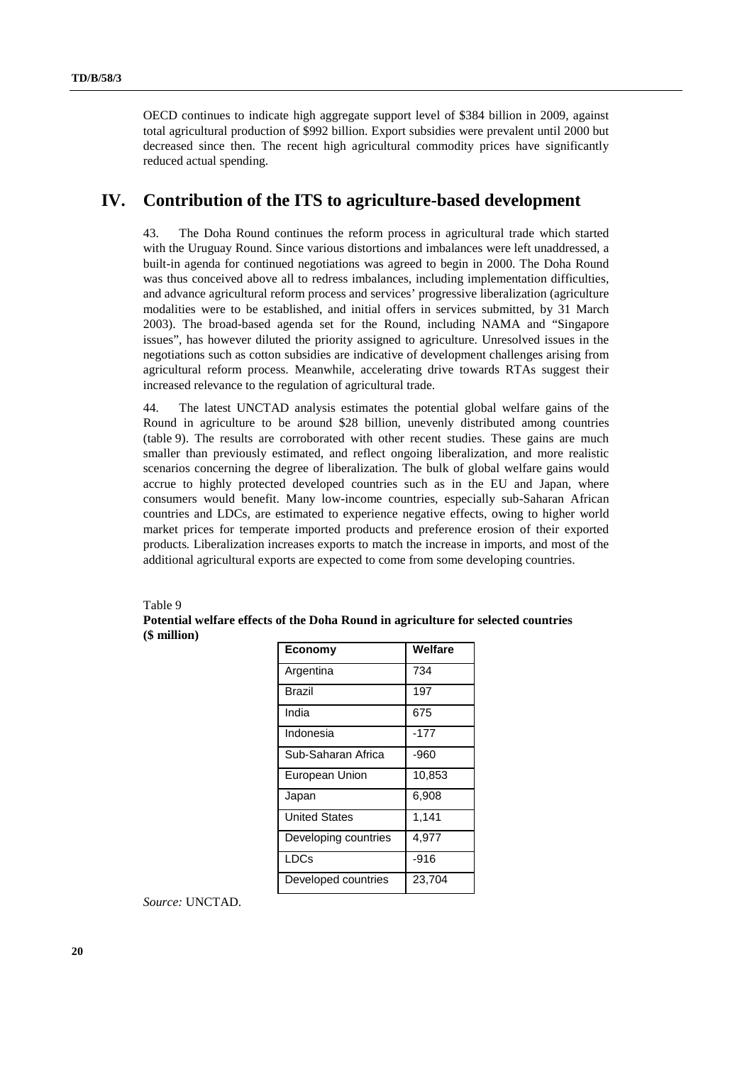OECD continues to indicate high aggregate support level of $384 billion in 2009, against total agricultural production of $992 billion. Export subsidies were prevalent until 2000 but decreased since then. The recent high agricultural commodity prices have significantly reduced actual spending.

# IV. Contribution of the ITS to agriculture-based development

43. The Doha Round continues the reform process in agricultural trade which started with the Uruguay Round. Since various distortions and imbalances were left unaddressed, a built-in agenda for continued negotiations was agreed to begin in 2000. The Doha Round was thus conceived above all to redress imbalances, including implementation difficulties, and advance agricultural reform process and services' progressive liberalization (agriculture modalities were to be established, and initial offers in services submitted, by 31 March 2003). The broad-based agenda set for the Round, including NAMA and "Singapore issues", has however diluted the priority assigned to agriculture. Unresolved issues in the negotiations such as cotton subsidies are indicative of development challenges arising from agricultural reform process. Meanwhile, accelerating drive towards RTAs suggest their increased relevance to the regulation of agricultural trade.

44. The latest UNCTAD analysis estimates the potential global welfare gains of the Round in agriculture to be around $28 billion, unevenly distributed among countries (table 9). The results are corroborated with other recent studies. These gains are much smaller than previously estimated, and reflect ongoing liberalization, and more realistic scenarios concerning the degree of liberalization. The bulk of global welfare gains would accrue to highly protected developed countries such as in the EU and Japan, where consumers would benefit. Many low-income countries, especially sub-Saharan African countries and LDCs, are estimated to experience negative effects, owing to higher world market prices for temperate imported products and preference erosion of their exported products. Liberalization increases exports to match the increase in imports, and most of the additional agricultural exports are expected to come from some developing countries.

Table 9
**Potential welfare effects of the Doha Round in agriculture for selected countries ($ million)**

| Economy | Welfare |
|---|---|
| Argentina | 734 |
| Brazil | 197 |
| India | 675 |
| Indonesia | -177 |
| Sub-Saharan Africa | -960 |
| European Union | 10,853 |
| Japan | 6,908 |
| United States | 1,141 |
| Developing countries | 4,977 |
| LDCs | -916 |
| Developed countries | 23,704 |

*Source:* UNCTAD.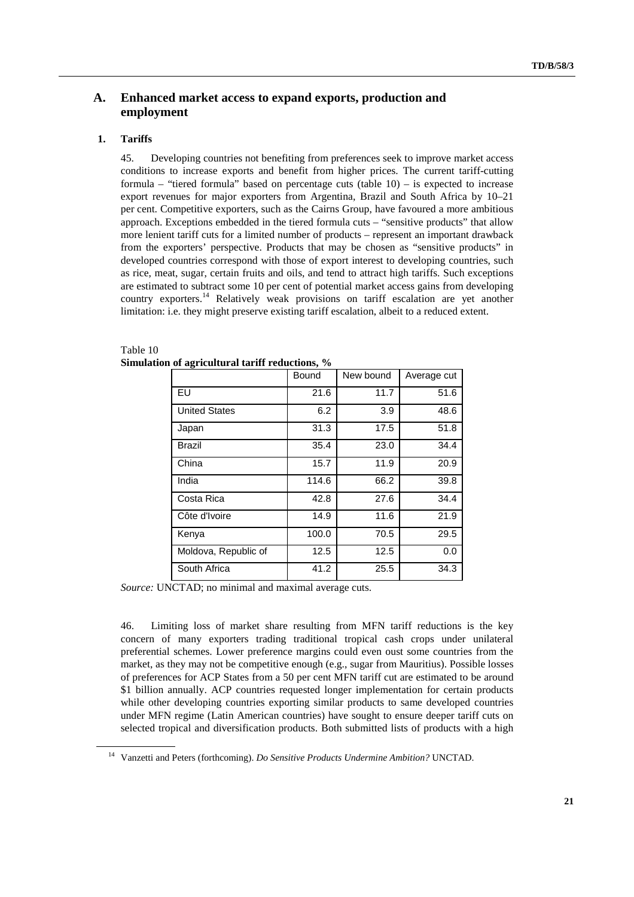## A. Enhanced market access to expand exports, production and employment

### 1. Tariffs

45. Developing countries not benefiting from preferences seek to improve market access conditions to increase exports and benefit from higher prices. The current tariff-cutting formula – "tiered formula" based on percentage cuts (table 10) – is expected to increase export revenues for major exporters from Argentina, Brazil and South Africa by 10–21 per cent. Competitive exporters, such as the Cairns Group, have favoured a more ambitious approach. Exceptions embedded in the tiered formula cuts – "sensitive products" that allow more lenient tariff cuts for a limited number of products – represent an important drawback from the exporters' perspective. Products that may be chosen as "sensitive products" in developed countries correspond with those of export interest to developing countries, such as rice, meat, sugar, certain fruits and oils, and tend to attract high tariffs. Such exceptions are estimated to subtract some 10 per cent of potential market access gains from developing country exporters.[14] Relatively weak provisions on tariff escalation are yet another limitation: i.e. they might preserve existing tariff escalation, albeit to a reduced extent.

Table 10
**Simulation of agricultural tariff reductions, %**

| | Bound | New bound | Average cut |
|---|---|---|---|
| EU | 21.6 | 11.7 | 51.6 |
| United States | 6.2 | 3.9 | 48.6 |
| Japan | 31.3 | 17.5 | 51.8 |
| Brazil | 35.4 | 23.0 | 34.4 |
| China | 15.7 | 11.9 | 20.9 |
| India | 114.6 | 66.2 | 39.8 |
| Costa Rica | 42.8 | 27.6 | 34.4 |
| Côte d'Ivoire | 14.9 | 11.6 | 21.9 |
| Kenya | 100.0 | 70.5 | 29.5 |
| Moldova, Republic of | 12.5 | 12.5 | 0.0 |
| South Africa | 41.2 | 25.5 | 34.3 |

*Source:* UNCTAD; no minimal and maximal average cuts.

46. Limiting loss of market share resulting from MFN tariff reductions is the key concern of many exporters trading traditional tropical cash crops under unilateral preferential schemes. Lower preference margins could even oust some countries from the market, as they may not be competitive enough (e.g., sugar from Mauritius). Possible losses of preferences for ACP States from a 50 per cent MFN tariff cut are estimated to be around $1 billion annually. ACP countries requested longer implementation for certain products while other developing countries exporting similar products to same developed countries under MFN regime (Latin American countries) have sought to ensure deeper tariff cuts on selected tropical and diversification products. Both submitted lists of products with a high

[14] Vanzetti and Peters (forthcoming). *Do Sensitive Products Undermine Ambition?* UNCTAD.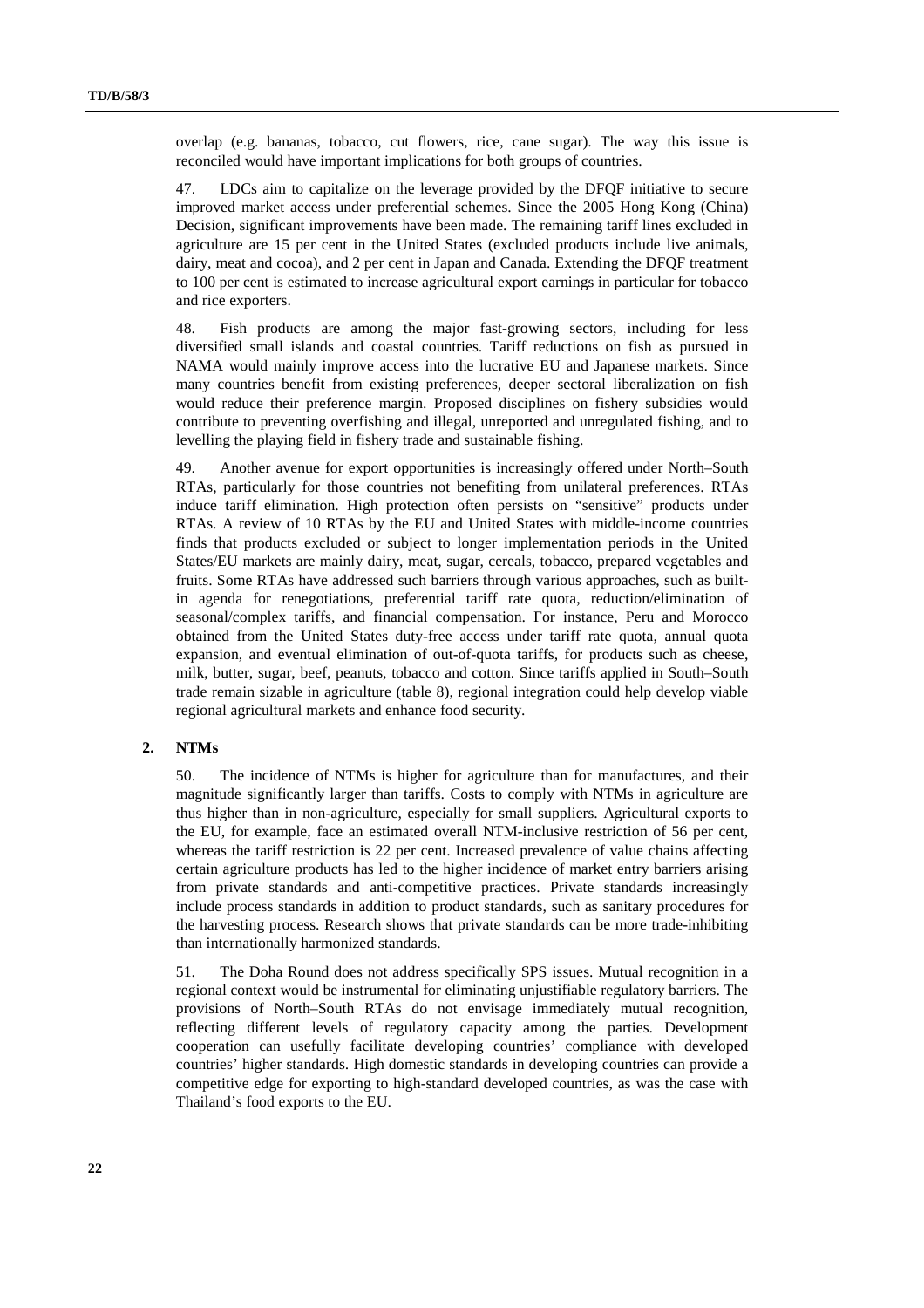overlap (e.g. bananas, tobacco, cut flowers, rice, cane sugar). The way this issue is reconciled would have important implications for both groups of countries.

47. LDCs aim to capitalize on the leverage provided by the DFQF initiative to secure improved market access under preferential schemes. Since the 2005 Hong Kong (China) Decision, significant improvements have been made. The remaining tariff lines excluded in agriculture are 15 per cent in the United States (excluded products include live animals, dairy, meat and cocoa), and 2 per cent in Japan and Canada. Extending the DFQF treatment to 100 per cent is estimated to increase agricultural export earnings in particular for tobacco and rice exporters.

48. Fish products are among the major fast-growing sectors, including for less diversified small islands and coastal countries. Tariff reductions on fish as pursued in NAMA would mainly improve access into the lucrative EU and Japanese markets. Since many countries benefit from existing preferences, deeper sectoral liberalization on fish would reduce their preference margin. Proposed disciplines on fishery subsidies would contribute to preventing overfishing and illegal, unreported and unregulated fishing, and to levelling the playing field in fishery trade and sustainable fishing.

49. Another avenue for export opportunities is increasingly offered under North–South RTAs, particularly for those countries not benefiting from unilateral preferences. RTAs induce tariff elimination. High protection often persists on "sensitive" products under RTAs. A review of 10 RTAs by the EU and United States with middle-income countries finds that products excluded or subject to longer implementation periods in the United States/EU markets are mainly dairy, meat, sugar, cereals, tobacco, prepared vegetables and fruits. Some RTAs have addressed such barriers through various approaches, such as built-in agenda for renegotiations, preferential tariff rate quota, reduction/elimination of seasonal/complex tariffs, and financial compensation. For instance, Peru and Morocco obtained from the United States duty-free access under tariff rate quota, annual quota expansion, and eventual elimination of out-of-quota tariffs, for products such as cheese, milk, butter, sugar, beef, peanuts, tobacco and cotton. Since tariffs applied in South–South trade remain sizable in agriculture (table 8), regional integration could help develop viable regional agricultural markets and enhance food security.

## 2. NTMs

50. The incidence of NTMs is higher for agriculture than for manufactures, and their magnitude significantly larger than tariffs. Costs to comply with NTMs in agriculture are thus higher than in non-agriculture, especially for small suppliers. Agricultural exports to the EU, for example, face an estimated overall NTM-inclusive restriction of 56 per cent, whereas the tariff restriction is 22 per cent. Increased prevalence of value chains affecting certain agriculture products has led to the higher incidence of market entry barriers arising from private standards and anti-competitive practices. Private standards increasingly include process standards in addition to product standards, such as sanitary procedures for the harvesting process. Research shows that private standards can be more trade-inhibiting than internationally harmonized standards.

51. The Doha Round does not address specifically SPS issues. Mutual recognition in a regional context would be instrumental for eliminating unjustifiable regulatory barriers. The provisions of North–South RTAs do not envisage immediately mutual recognition, reflecting different levels of regulatory capacity among the parties. Development cooperation can usefully facilitate developing countries' compliance with developed countries' higher standards. High domestic standards in developing countries can provide a competitive edge for exporting to high-standard developed countries, as was the case with Thailand's food exports to the EU.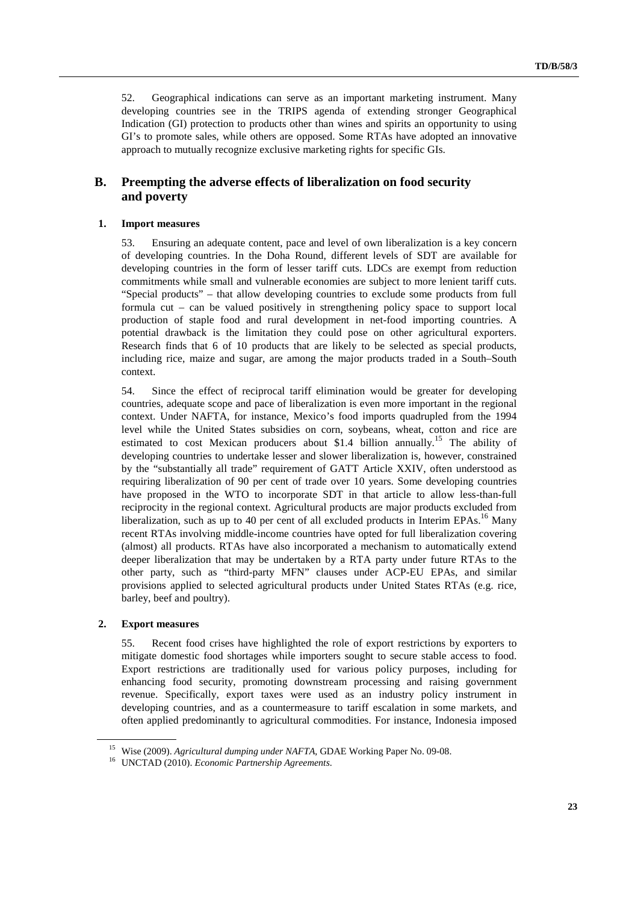52. Geographical indications can serve as an important marketing instrument. Many developing countries see in the TRIPS agenda of extending stronger Geographical Indication (GI) protection to products other than wines and spirits an opportunity to using GI's to promote sales, while others are opposed. Some RTAs have adopted an innovative approach to mutually recognize exclusive marketing rights for specific GIs.

## B. Preempting the adverse effects of liberalization on food security and poverty

### 1. Import measures

53. Ensuring an adequate content, pace and level of own liberalization is a key concern of developing countries. In the Doha Round, different levels of SDT are available for developing countries in the form of lesser tariff cuts. LDCs are exempt from reduction commitments while small and vulnerable economies are subject to more lenient tariff cuts. "Special products" – that allow developing countries to exclude some products from full formula cut – can be valued positively in strengthening policy space to support local production of staple food and rural development in net-food importing countries. A potential drawback is the limitation they could pose on other agricultural exporters. Research finds that 6 of 10 products that are likely to be selected as special products, including rice, maize and sugar, are among the major products traded in a South–South context.

54. Since the effect of reciprocal tariff elimination would be greater for developing countries, adequate scope and pace of liberalization is even more important in the regional context. Under NAFTA, for instance, Mexico's food imports quadrupled from the 1994 level while the United States subsidies on corn, soybeans, wheat, cotton and rice are estimated to cost Mexican producers about $1.4 billion annually.[15] The ability of developing countries to undertake lesser and slower liberalization is, however, constrained by the "substantially all trade" requirement of GATT Article XXIV, often understood as requiring liberalization of 90 per cent of trade over 10 years. Some developing countries have proposed in the WTO to incorporate SDT in that article to allow less-than-full reciprocity in the regional context. Agricultural products are major products excluded from liberalization, such as up to 40 per cent of all excluded products in Interim EPAs.[16] Many recent RTAs involving middle-income countries have opted for full liberalization covering (almost) all products. RTAs have also incorporated a mechanism to automatically extend deeper liberalization that may be undertaken by a RTA party under future RTAs to the other party, such as "third-party MFN" clauses under ACP-EU EPAs, and similar provisions applied to selected agricultural products under United States RTAs (e.g. rice, barley, beef and poultry).

### 2. Export measures

55. Recent food crises have highlighted the role of export restrictions by exporters to mitigate domestic food shortages while importers sought to secure stable access to food. Export restrictions are traditionally used for various policy purposes, including for enhancing food security, promoting downstream processing and raising government revenue. Specifically, export taxes were used as an industry policy instrument in developing countries, and as a countermeasure to tariff escalation in some markets, and often applied predominantly to agricultural commodities. For instance, Indonesia imposed

[15] Wise (2009). *Agricultural dumping under NAFTA*, GDAE Working Paper No. 09-08.

[16] UNCTAD (2010). *Economic Partnership Agreements*.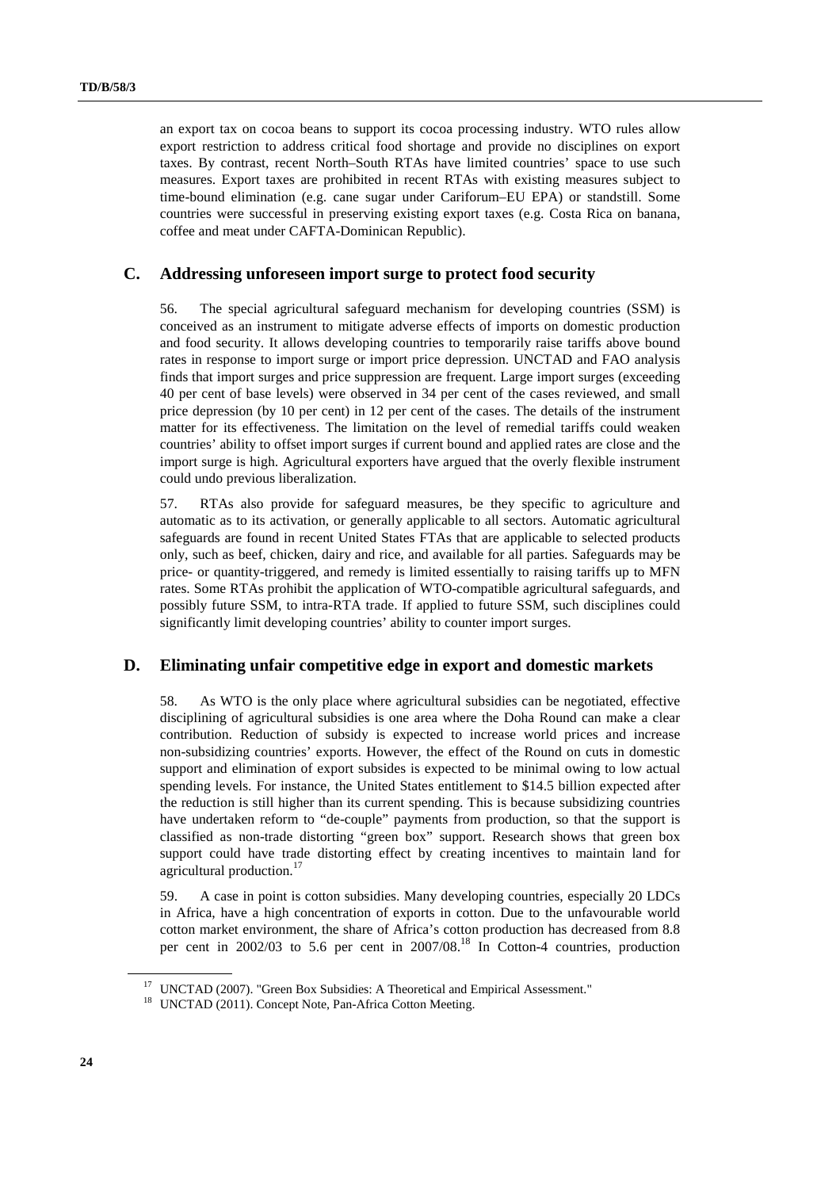an export tax on cocoa beans to support its cocoa processing industry. WTO rules allow export restriction to address critical food shortage and provide no disciplines on export taxes. By contrast, recent North–South RTAs have limited countries' space to use such measures. Export taxes are prohibited in recent RTAs with existing measures subject to time-bound elimination (e.g. cane sugar under Cariforum–EU EPA) or standstill. Some countries were successful in preserving existing export taxes (e.g. Costa Rica on banana, coffee and meat under CAFTA-Dominican Republic).

## C. Addressing unforeseen import surge to protect food security

56. The special agricultural safeguard mechanism for developing countries (SSM) is conceived as an instrument to mitigate adverse effects of imports on domestic production and food security. It allows developing countries to temporarily raise tariffs above bound rates in response to import surge or import price depression. UNCTAD and FAO analysis finds that import surges and price suppression are frequent. Large import surges (exceeding 40 per cent of base levels) were observed in 34 per cent of the cases reviewed, and small price depression (by 10 per cent) in 12 per cent of the cases. The details of the instrument matter for its effectiveness. The limitation on the level of remedial tariffs could weaken countries' ability to offset import surges if current bound and applied rates are close and the import surge is high. Agricultural exporters have argued that the overly flexible instrument could undo previous liberalization.

57. RTAs also provide for safeguard measures, be they specific to agriculture and automatic as to its activation, or generally applicable to all sectors. Automatic agricultural safeguards are found in recent United States FTAs that are applicable to selected products only, such as beef, chicken, dairy and rice, and available for all parties. Safeguards may be price- or quantity-triggered, and remedy is limited essentially to raising tariffs up to MFN rates. Some RTAs prohibit the application of WTO-compatible agricultural safeguards, and possibly future SSM, to intra-RTA trade. If applied to future SSM, such disciplines could significantly limit developing countries' ability to counter import surges.

## D. Eliminating unfair competitive edge in export and domestic markets

58. As WTO is the only place where agricultural subsidies can be negotiated, effective disciplining of agricultural subsidies is one area where the Doha Round can make a clear contribution. Reduction of subsidy is expected to increase world prices and increase non-subsidizing countries' exports. However, the effect of the Round on cuts in domestic support and elimination of export subsides is expected to be minimal owing to low actual spending levels. For instance, the United States entitlement to $14.5 billion expected after the reduction is still higher than its current spending. This is because subsidizing countries have undertaken reform to "de-couple" payments from production, so that the support is classified as non-trade distorting "green box" support. Research shows that green box support could have trade distorting effect by creating incentives to maintain land for agricultural production.[17]

59. A case in point is cotton subsidies. Many developing countries, especially 20 LDCs in Africa, have a high concentration of exports in cotton. Due to the unfavourable world cotton market environment, the share of Africa's cotton production has decreased from 8.8 per cent in 2002/03 to 5.6 per cent in 2007/08.[18] In Cotton-4 countries, production

---

[17] UNCTAD (2007). "Green Box Subsidies: A Theoretical and Empirical Assessment."

[18] UNCTAD (2011). Concept Note, Pan-Africa Cotton Meeting.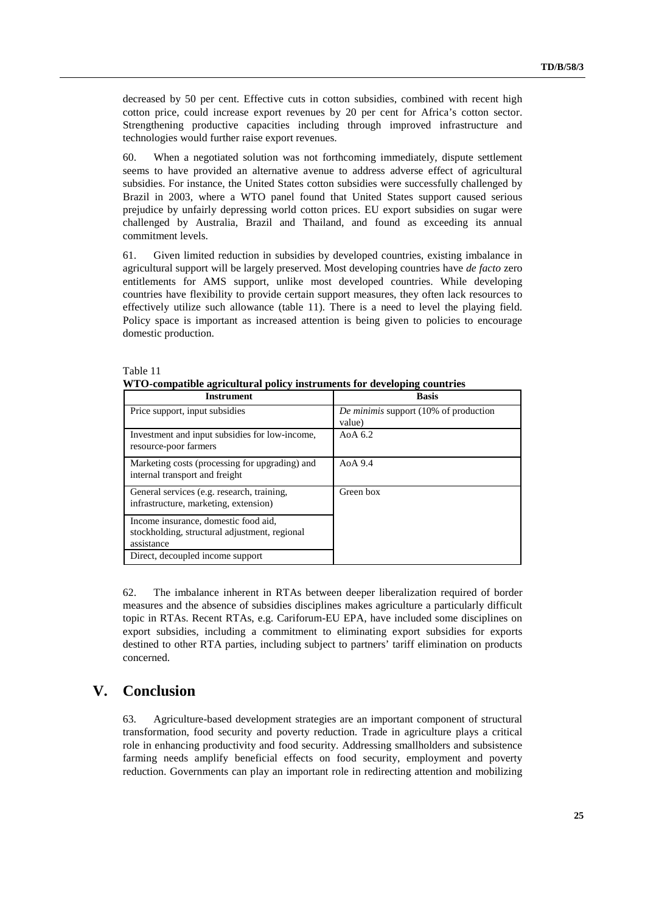decreased by 50 per cent. Effective cuts in cotton subsidies, combined with recent high cotton price, could increase export revenues by 20 per cent for Africa's cotton sector. Strengthening productive capacities including through improved infrastructure and technologies would further raise export revenues.

60. When a negotiated solution was not forthcoming immediately, dispute settlement seems to have provided an alternative avenue to address adverse effect of agricultural subsidies. For instance, the United States cotton subsidies were successfully challenged by Brazil in 2003, where a WTO panel found that United States support caused serious prejudice by unfairly depressing world cotton prices. EU export subsidies on sugar were challenged by Australia, Brazil and Thailand, and found as exceeding its annual commitment levels.

61. Given limited reduction in subsidies by developed countries, existing imbalance in agricultural support will be largely preserved. Most developing countries have *de facto* zero entitlements for AMS support, unlike most developed countries. While developing countries have flexibility to provide certain support measures, they often lack resources to effectively utilize such allowance (table 11). There is a need to level the playing field. Policy space is important as increased attention is being given to policies to encourage domestic production.

Table 11
**WTO-compatible agricultural policy instruments for developing countries**

| Instrument | Basis |
|---|---|
| Price support, input subsidies | *De minimis* support (10% of production value) |
| Investment and input subsidies for low-income, resource-poor farmers | AoA 6.2 |
| Marketing costs (processing for upgrading) and internal transport and freight | AoA 9.4 |
| General services (e.g. research, training, infrastructure, marketing, extension) | Green box |
| Income insurance, domestic food aid, stockholding, structural adjustment, regional assistance | |
| Direct, decoupled income support | |

62. The imbalance inherent in RTAs between deeper liberalization required of border measures and the absence of subsidies disciplines makes agriculture a particularly difficult topic in RTAs. Recent RTAs, e.g. Cariforum-EU EPA, have included some disciplines on export subsidies, including a commitment to eliminating export subsidies for exports destined to other RTA parties, including subject to partners' tariff elimination on products concerned.

# V. Conclusion

63. Agriculture-based development strategies are an important component of structural transformation, food security and poverty reduction. Trade in agriculture plays a critical role in enhancing productivity and food security. Addressing smallholders and subsistence farming needs amplify beneficial effects on food security, employment and poverty reduction. Governments can play an important role in redirecting attention and mobilizing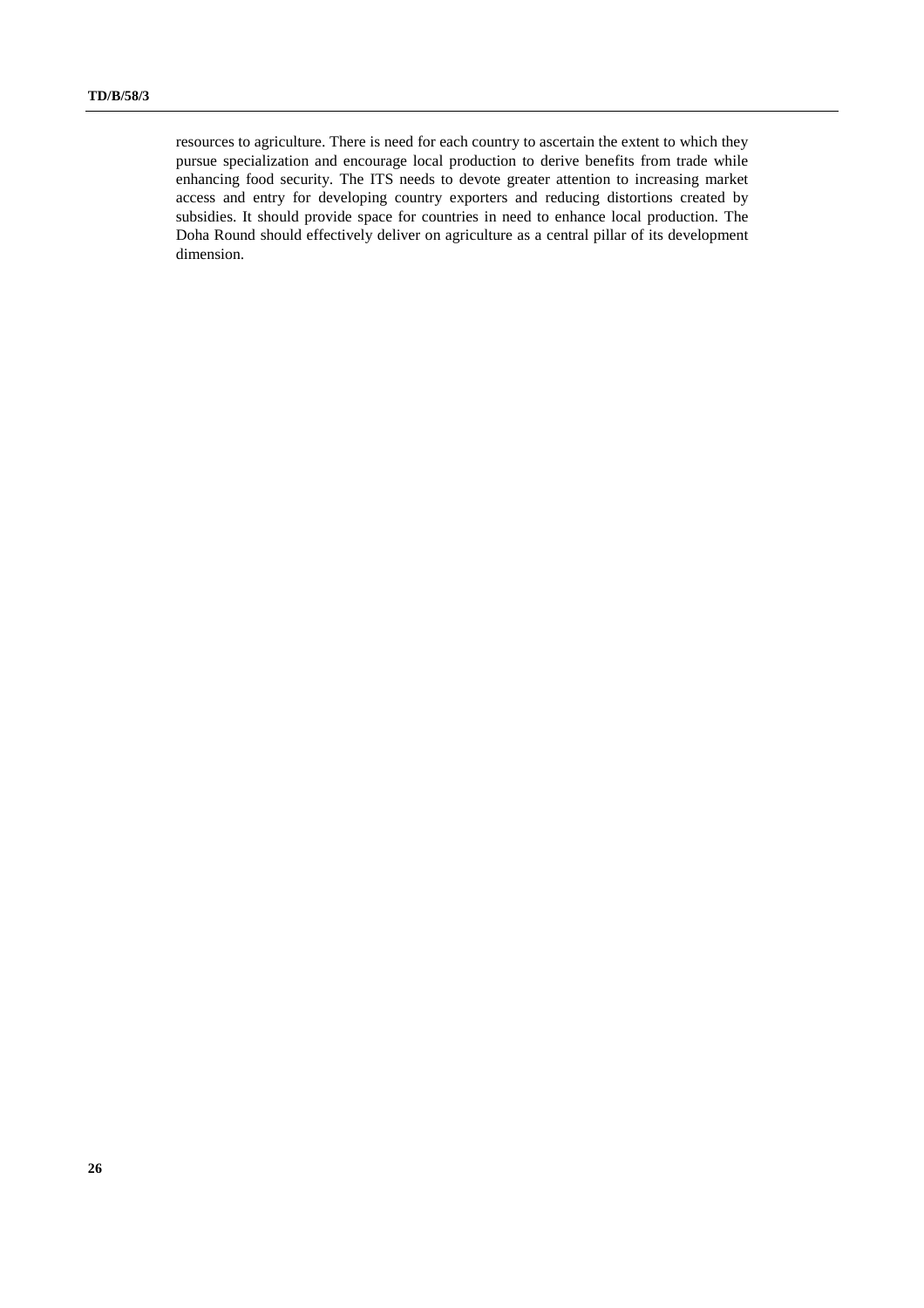resources to agriculture. There is need for each country to ascertain the extent to which they pursue specialization and encourage local production to derive benefits from trade while enhancing food security. The ITS needs to devote greater attention to increasing market access and entry for developing country exporters and reducing distortions created by subsidies. It should provide space for countries in need to enhance local production. The Doha Round should effectively deliver on agriculture as a central pillar of its development dimension.